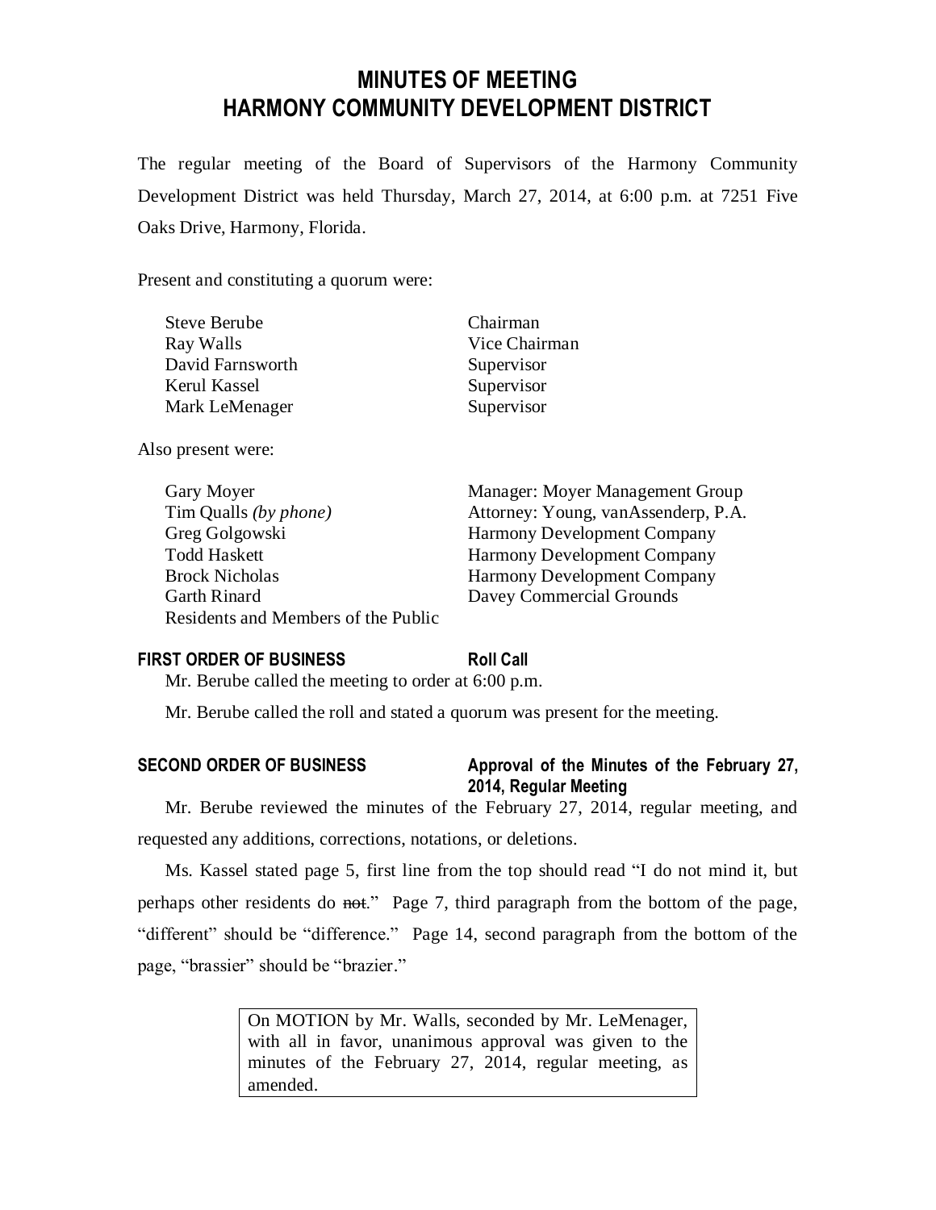# MINUTES OF MEETING
# HARMONY COMMUNITY DEVELOPMENT DISTRICT

The regular meeting of the Board of Supervisors of the Harmony Community Development District was held Thursday, March 27, 2014, at 6:00 p.m. at 7251 Five Oaks Drive, Harmony, Florida.

Present and constituting a quorum were:

| | |
|---|---|
| Steve Berube | Chairman |
| Ray Walls | Vice Chairman |
| David Farnsworth | Supervisor |
| Kerul Kassel | Supervisor |
| Mark LeMenager | Supervisor |

Also present were:

| | |
|---|---|
| Gary Moyer | Manager: Moyer Management Group |
| Tim Qualls *(by phone)* | Attorney: Young, vanAssenderp, P.A. |
| Greg Golgowski | Harmony Development Company |
| Todd Haskett | Harmony Development Company |
| Brock Nicholas | Harmony Development Company |
| Garth Rinard | Davey Commercial Grounds |
| Residents and Members of the Public | |

**FIRST ORDER OF BUSINESS** **Roll Call**

Mr. Berube called the meeting to order at 6:00 p.m.

Mr. Berube called the roll and stated a quorum was present for the meeting.

**SECOND ORDER OF BUSINESS** **Approval of the Minutes of the February 27, 2014, Regular Meeting**

Mr. Berube reviewed the minutes of the February 27, 2014, regular meeting, and requested any additions, corrections, notations, or deletions.

Ms. Kassel stated page 5, first line from the top should read "I do not mind it, but perhaps other residents do ~~not~~." Page 7, third paragraph from the bottom of the page, "different" should be "difference." Page 14, second paragraph from the bottom of the page, "brassier" should be "brazier."

> On MOTION by Mr. Walls, seconded by Mr. LeMenager, with all in favor, unanimous approval was given to the minutes of the February 27, 2014, regular meeting, as amended.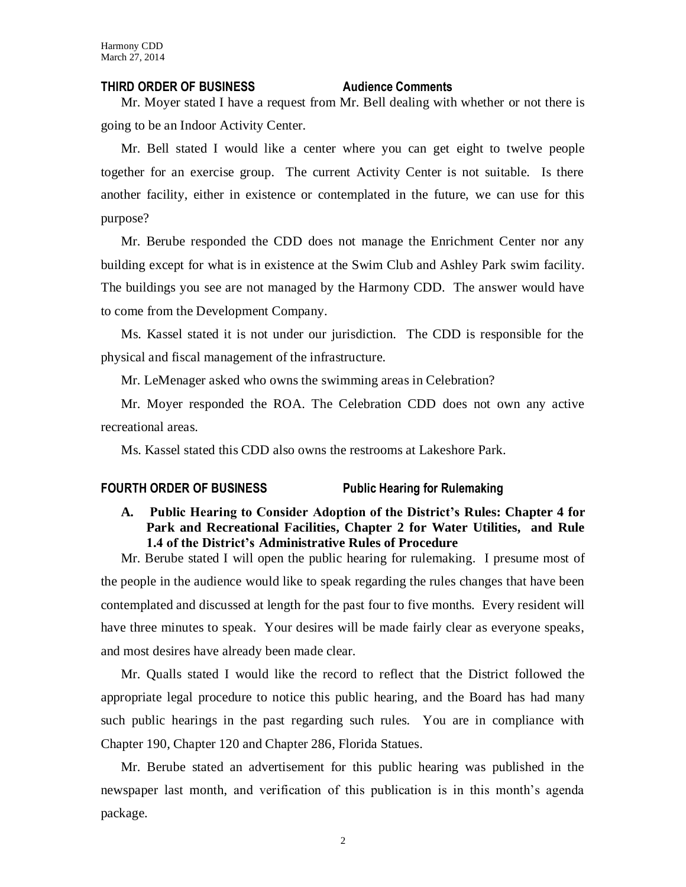**THIRD ORDER OF BUSINESS Audience Comments**

Mr. Moyer stated I have a request from Mr. Bell dealing with whether or not there is going to be an Indoor Activity Center.

Mr. Bell stated I would like a center where you can get eight to twelve people together for an exercise group. The current Activity Center is not suitable. Is there another facility, either in existence or contemplated in the future, we can use for this purpose?

Mr. Berube responded the CDD does not manage the Enrichment Center nor any building except for what is in existence at the Swim Club and Ashley Park swim facility. The buildings you see are not managed by the Harmony CDD. The answer would have to come from the Development Company.

Ms. Kassel stated it is not under our jurisdiction. The CDD is responsible for the physical and fiscal management of the infrastructure.

Mr. LeMenager asked who owns the swimming areas in Celebration?

Mr. Moyer responded the ROA. The Celebration CDD does not own any active recreational areas.

Ms. Kassel stated this CDD also owns the restrooms at Lakeshore Park.

**FOURTH ORDER OF BUSINESS Public Hearing for Rulemaking**

**A. Public Hearing to Consider Adoption of the District's Rules: Chapter 4 for Park and Recreational Facilities, Chapter 2 for Water Utilities, and Rule 1.4 of the District's Administrative Rules of Procedure**

Mr. Berube stated I will open the public hearing for rulemaking. I presume most of the people in the audience would like to speak regarding the rules changes that have been contemplated and discussed at length for the past four to five months. Every resident will have three minutes to speak. Your desires will be made fairly clear as everyone speaks, and most desires have already been made clear.

Mr. Qualls stated I would like the record to reflect that the District followed the appropriate legal procedure to notice this public hearing, and the Board has had many such public hearings in the past regarding such rules. You are in compliance with Chapter 190, Chapter 120 and Chapter 286, Florida Statues.

Mr. Berube stated an advertisement for this public hearing was published in the newspaper last month, and verification of this publication is in this month's agenda package.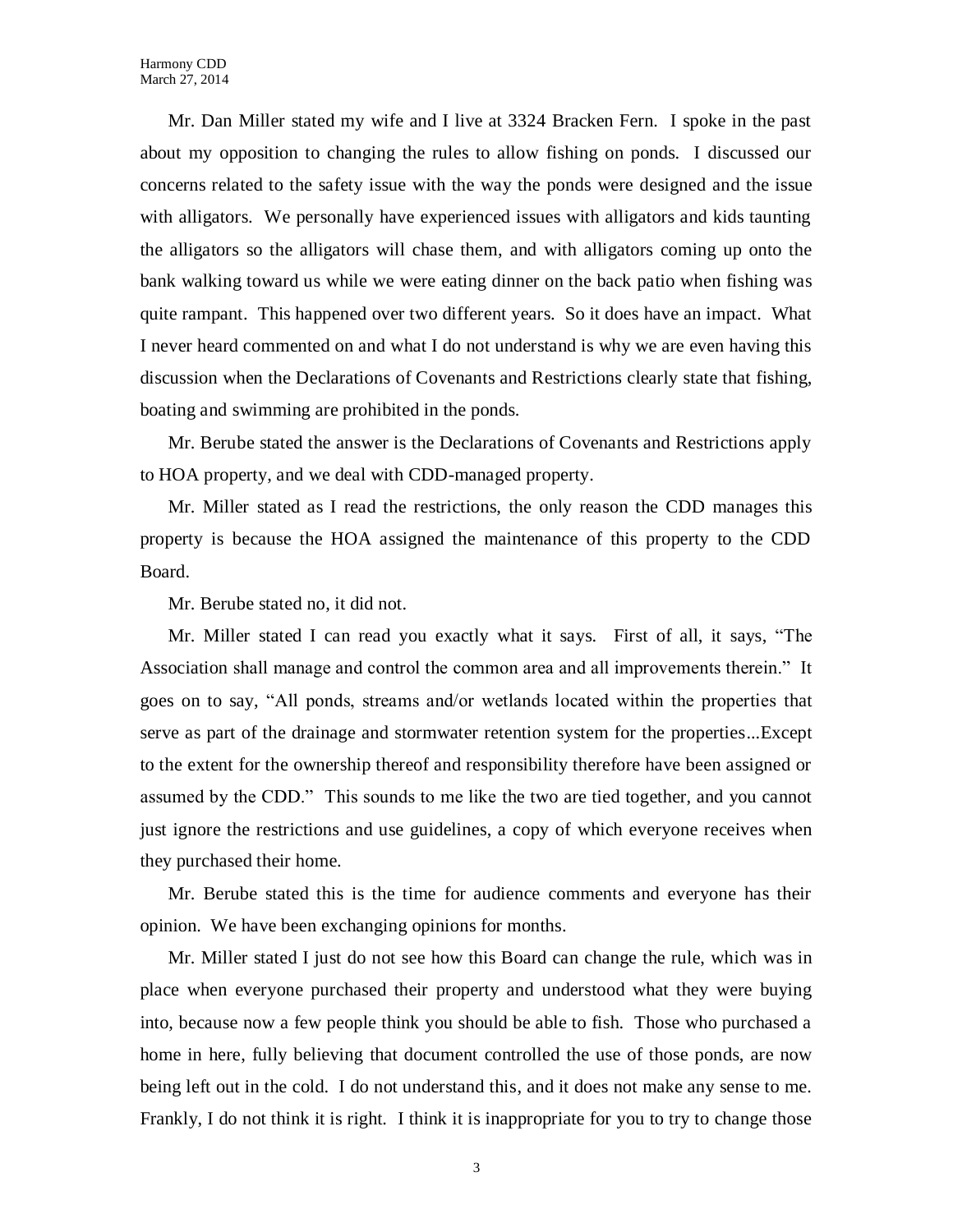Mr. Dan Miller stated my wife and I live at 3324 Bracken Fern. I spoke in the past about my opposition to changing the rules to allow fishing on ponds. I discussed our concerns related to the safety issue with the way the ponds were designed and the issue with alligators. We personally have experienced issues with alligators and kids taunting the alligators so the alligators will chase them, and with alligators coming up onto the bank walking toward us while we were eating dinner on the back patio when fishing was quite rampant. This happened over two different years. So it does have an impact. What I never heard commented on and what I do not understand is why we are even having this discussion when the Declarations of Covenants and Restrictions clearly state that fishing, boating and swimming are prohibited in the ponds.

Mr. Berube stated the answer is the Declarations of Covenants and Restrictions apply to HOA property, and we deal with CDD-managed property.

Mr. Miller stated as I read the restrictions, the only reason the CDD manages this property is because the HOA assigned the maintenance of this property to the CDD Board.

Mr. Berube stated no, it did not.

Mr. Miller stated I can read you exactly what it says. First of all, it says, "The Association shall manage and control the common area and all improvements therein." It goes on to say, "All ponds, streams and/or wetlands located within the properties that serve as part of the drainage and stormwater retention system for the properties...Except to the extent for the ownership thereof and responsibility therefore have been assigned or assumed by the CDD." This sounds to me like the two are tied together, and you cannot just ignore the restrictions and use guidelines, a copy of which everyone receives when they purchased their home.

Mr. Berube stated this is the time for audience comments and everyone has their opinion. We have been exchanging opinions for months.

Mr. Miller stated I just do not see how this Board can change the rule, which was in place when everyone purchased their property and understood what they were buying into, because now a few people think you should be able to fish. Those who purchased a home in here, fully believing that document controlled the use of those ponds, are now being left out in the cold. I do not understand this, and it does not make any sense to me. Frankly, I do not think it is right. I think it is inappropriate for you to try to change those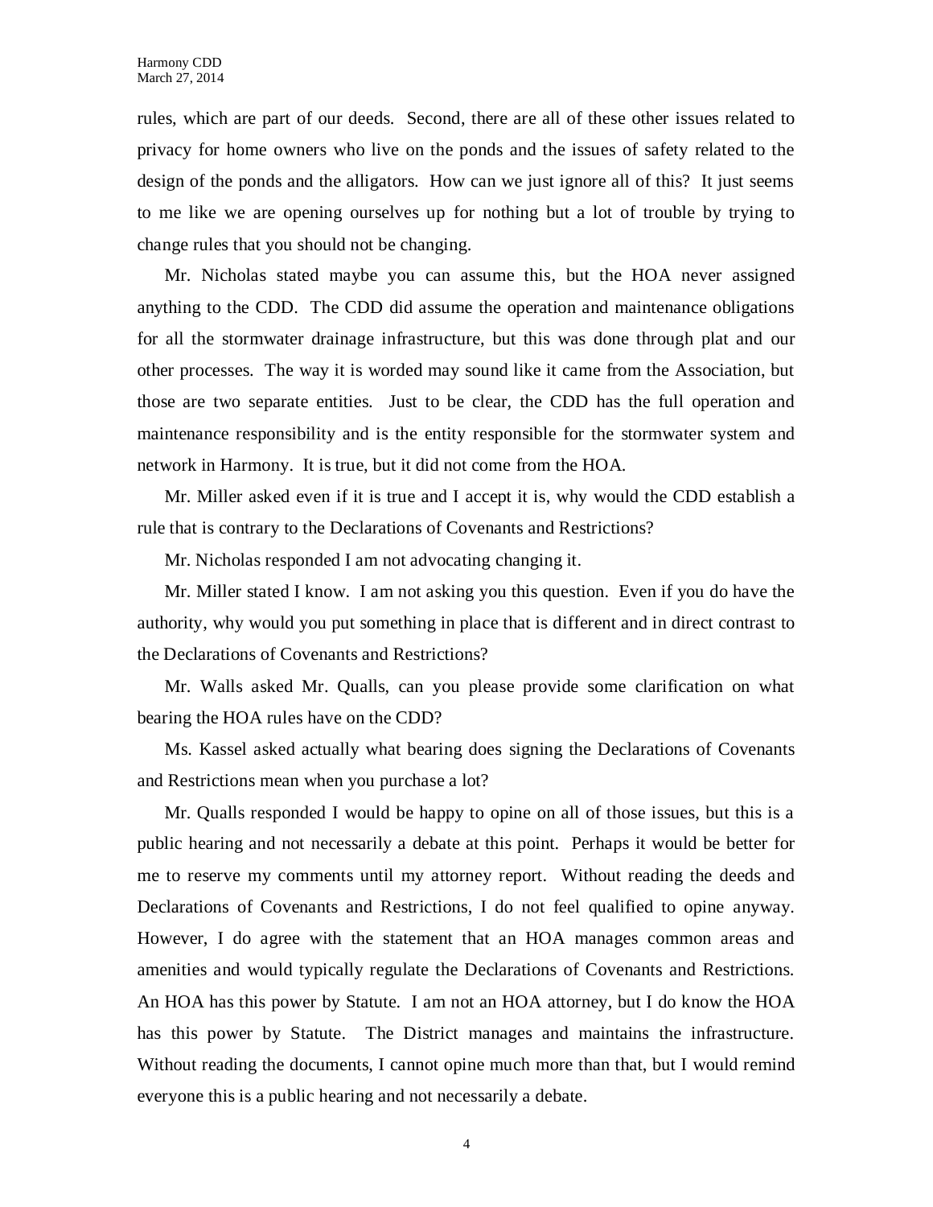rules, which are part of our deeds. Second, there are all of these other issues related to privacy for home owners who live on the ponds and the issues of safety related to the design of the ponds and the alligators. How can we just ignore all of this? It just seems to me like we are opening ourselves up for nothing but a lot of trouble by trying to change rules that you should not be changing.

Mr. Nicholas stated maybe you can assume this, but the HOA never assigned anything to the CDD. The CDD did assume the operation and maintenance obligations for all the stormwater drainage infrastructure, but this was done through plat and our other processes. The way it is worded may sound like it came from the Association, but those are two separate entities. Just to be clear, the CDD has the full operation and maintenance responsibility and is the entity responsible for the stormwater system and network in Harmony. It is true, but it did not come from the HOA.

Mr. Miller asked even if it is true and I accept it is, why would the CDD establish a rule that is contrary to the Declarations of Covenants and Restrictions?

Mr. Nicholas responded I am not advocating changing it.

Mr. Miller stated I know. I am not asking you this question. Even if you do have the authority, why would you put something in place that is different and in direct contrast to the Declarations of Covenants and Restrictions?

Mr. Walls asked Mr. Qualls, can you please provide some clarification on what bearing the HOA rules have on the CDD?

Ms. Kassel asked actually what bearing does signing the Declarations of Covenants and Restrictions mean when you purchase a lot?

Mr. Qualls responded I would be happy to opine on all of those issues, but this is a public hearing and not necessarily a debate at this point. Perhaps it would be better for me to reserve my comments until my attorney report. Without reading the deeds and Declarations of Covenants and Restrictions, I do not feel qualified to opine anyway. However, I do agree with the statement that an HOA manages common areas and amenities and would typically regulate the Declarations of Covenants and Restrictions. An HOA has this power by Statute. I am not an HOA attorney, but I do know the HOA has this power by Statute. The District manages and maintains the infrastructure. Without reading the documents, I cannot opine much more than that, but I would remind everyone this is a public hearing and not necessarily a debate.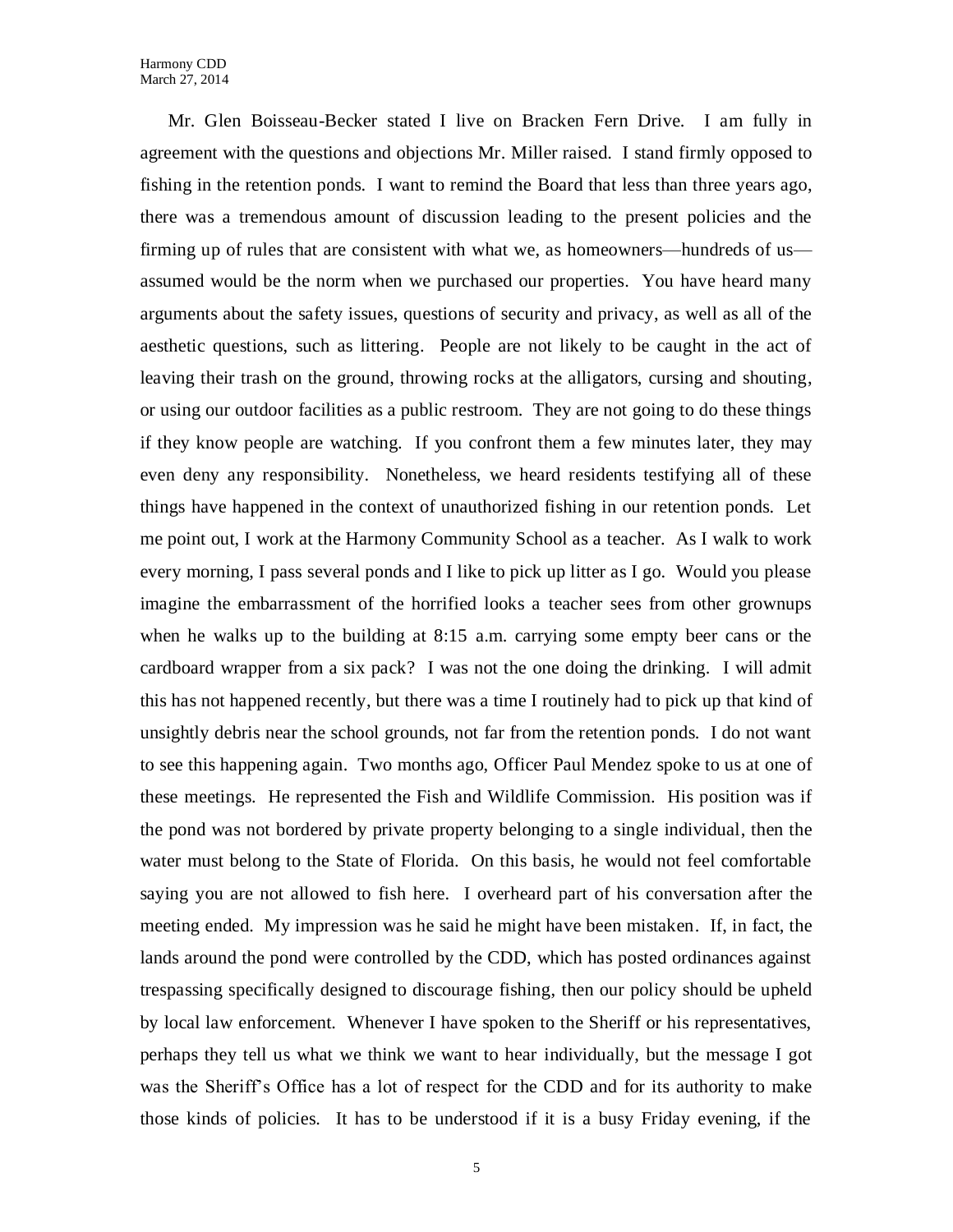Mr. Glen Boisseau-Becker stated I live on Bracken Fern Drive. I am fully in agreement with the questions and objections Mr. Miller raised. I stand firmly opposed to fishing in the retention ponds. I want to remind the Board that less than three years ago, there was a tremendous amount of discussion leading to the present policies and the firming up of rules that are consistent with what we, as homeowners—hundreds of us—assumed would be the norm when we purchased our properties. You have heard many arguments about the safety issues, questions of security and privacy, as well as all of the aesthetic questions, such as littering. People are not likely to be caught in the act of leaving their trash on the ground, throwing rocks at the alligators, cursing and shouting, or using our outdoor facilities as a public restroom. They are not going to do these things if they know people are watching. If you confront them a few minutes later, they may even deny any responsibility. Nonetheless, we heard residents testifying all of these things have happened in the context of unauthorized fishing in our retention ponds. Let me point out, I work at the Harmony Community School as a teacher. As I walk to work every morning, I pass several ponds and I like to pick up litter as I go. Would you please imagine the embarrassment of the horrified looks a teacher sees from other grownups when he walks up to the building at 8:15 a.m. carrying some empty beer cans or the cardboard wrapper from a six pack? I was not the one doing the drinking. I will admit this has not happened recently, but there was a time I routinely had to pick up that kind of unsightly debris near the school grounds, not far from the retention ponds. I do not want to see this happening again. Two months ago, Officer Paul Mendez spoke to us at one of these meetings. He represented the Fish and Wildlife Commission. His position was if the pond was not bordered by private property belonging to a single individual, then the water must belong to the State of Florida. On this basis, he would not feel comfortable saying you are not allowed to fish here. I overheard part of his conversation after the meeting ended. My impression was he said he might have been mistaken. If, in fact, the lands around the pond were controlled by the CDD, which has posted ordinances against trespassing specifically designed to discourage fishing, then our policy should be upheld by local law enforcement. Whenever I have spoken to the Sheriff or his representatives, perhaps they tell us what we think we want to hear individually, but the message I got was the Sheriff's Office has a lot of respect for the CDD and for its authority to make those kinds of policies. It has to be understood if it is a busy Friday evening, if the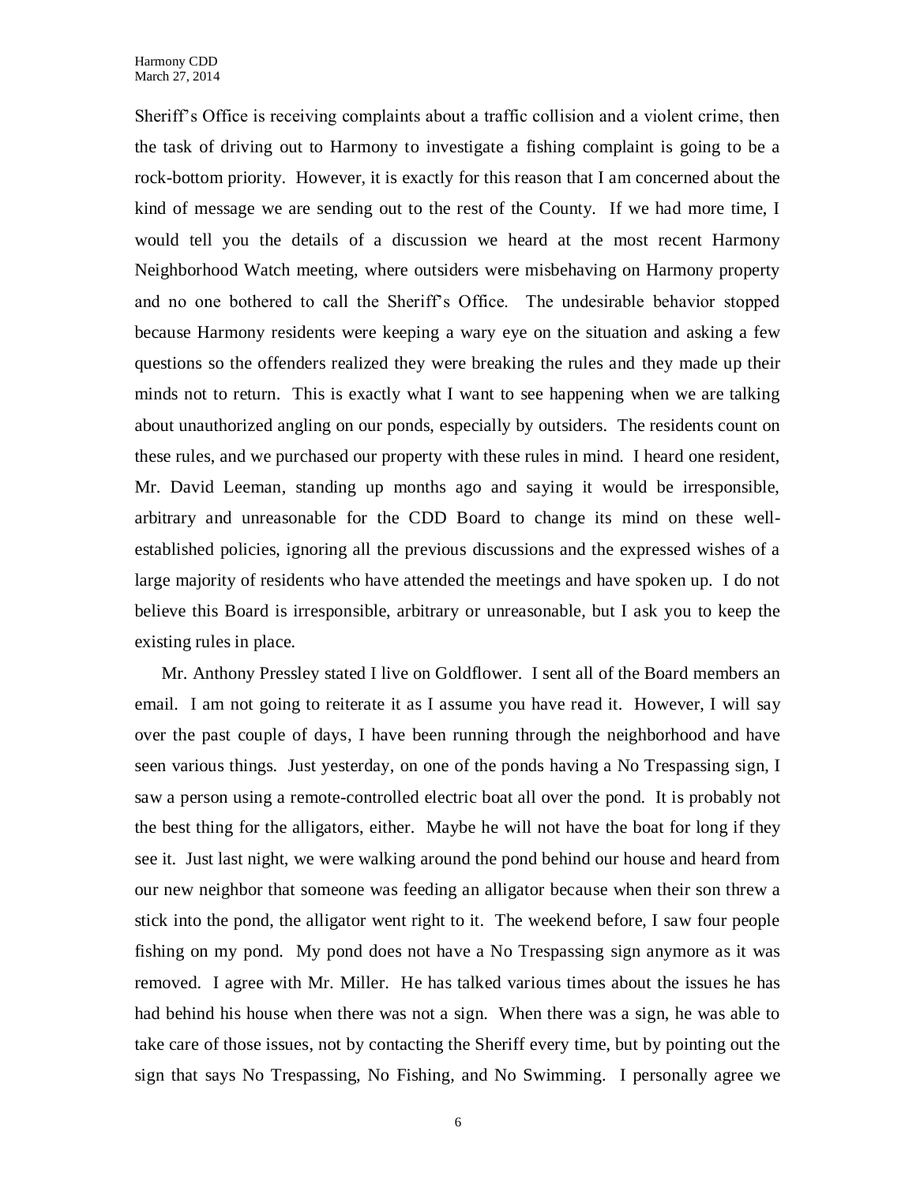Sheriff's Office is receiving complaints about a traffic collision and a violent crime, then the task of driving out to Harmony to investigate a fishing complaint is going to be a rock-bottom priority. However, it is exactly for this reason that I am concerned about the kind of message we are sending out to the rest of the County. If we had more time, I would tell you the details of a discussion we heard at the most recent Harmony Neighborhood Watch meeting, where outsiders were misbehaving on Harmony property and no one bothered to call the Sheriff's Office. The undesirable behavior stopped because Harmony residents were keeping a wary eye on the situation and asking a few questions so the offenders realized they were breaking the rules and they made up their minds not to return. This is exactly what I want to see happening when we are talking about unauthorized angling on our ponds, especially by outsiders. The residents count on these rules, and we purchased our property with these rules in mind. I heard one resident, Mr. David Leeman, standing up months ago and saying it would be irresponsible, arbitrary and unreasonable for the CDD Board to change its mind on these well-established policies, ignoring all the previous discussions and the expressed wishes of a large majority of residents who have attended the meetings and have spoken up. I do not believe this Board is irresponsible, arbitrary or unreasonable, but I ask you to keep the existing rules in place.

Mr. Anthony Pressley stated I live on Goldflower. I sent all of the Board members an email. I am not going to reiterate it as I assume you have read it. However, I will say over the past couple of days, I have been running through the neighborhood and have seen various things. Just yesterday, on one of the ponds having a No Trespassing sign, I saw a person using a remote-controlled electric boat all over the pond. It is probably not the best thing for the alligators, either. Maybe he will not have the boat for long if they see it. Just last night, we were walking around the pond behind our house and heard from our new neighbor that someone was feeding an alligator because when their son threw a stick into the pond, the alligator went right to it. The weekend before, I saw four people fishing on my pond. My pond does not have a No Trespassing sign anymore as it was removed. I agree with Mr. Miller. He has talked various times about the issues he has had behind his house when there was not a sign. When there was a sign, he was able to take care of those issues, not by contacting the Sheriff every time, but by pointing out the sign that says No Trespassing, No Fishing, and No Swimming. I personally agree we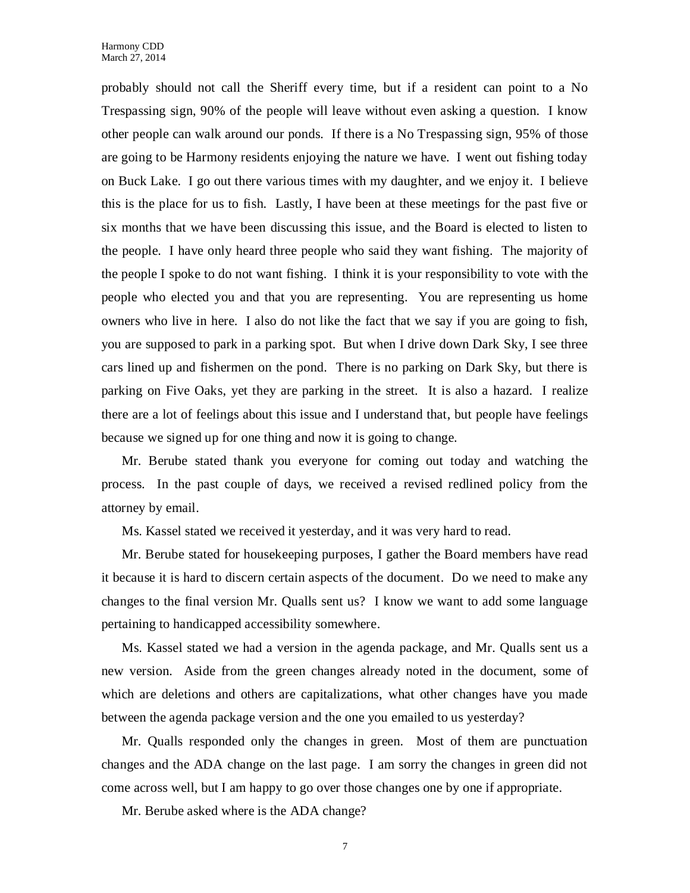probably should not call the Sheriff every time, but if a resident can point to a No Trespassing sign, 90% of the people will leave without even asking a question. I know other people can walk around our ponds. If there is a No Trespassing sign, 95% of those are going to be Harmony residents enjoying the nature we have. I went out fishing today on Buck Lake. I go out there various times with my daughter, and we enjoy it. I believe this is the place for us to fish. Lastly, I have been at these meetings for the past five or six months that we have been discussing this issue, and the Board is elected to listen to the people. I have only heard three people who said they want fishing. The majority of the people I spoke to do not want fishing. I think it is your responsibility to vote with the people who elected you and that you are representing. You are representing us home owners who live in here. I also do not like the fact that we say if you are going to fish, you are supposed to park in a parking spot. But when I drive down Dark Sky, I see three cars lined up and fishermen on the pond. There is no parking on Dark Sky, but there is parking on Five Oaks, yet they are parking in the street. It is also a hazard. I realize there are a lot of feelings about this issue and I understand that, but people have feelings because we signed up for one thing and now it is going to change.

Mr. Berube stated thank you everyone for coming out today and watching the process. In the past couple of days, we received a revised redlined policy from the attorney by email.

Ms. Kassel stated we received it yesterday, and it was very hard to read.

Mr. Berube stated for housekeeping purposes, I gather the Board members have read it because it is hard to discern certain aspects of the document. Do we need to make any changes to the final version Mr. Qualls sent us? I know we want to add some language pertaining to handicapped accessibility somewhere.

Ms. Kassel stated we had a version in the agenda package, and Mr. Qualls sent us a new version. Aside from the green changes already noted in the document, some of which are deletions and others are capitalizations, what other changes have you made between the agenda package version and the one you emailed to us yesterday?

Mr. Qualls responded only the changes in green. Most of them are punctuation changes and the ADA change on the last page. I am sorry the changes in green did not come across well, but I am happy to go over those changes one by one if appropriate.

Mr. Berube asked where is the ADA change?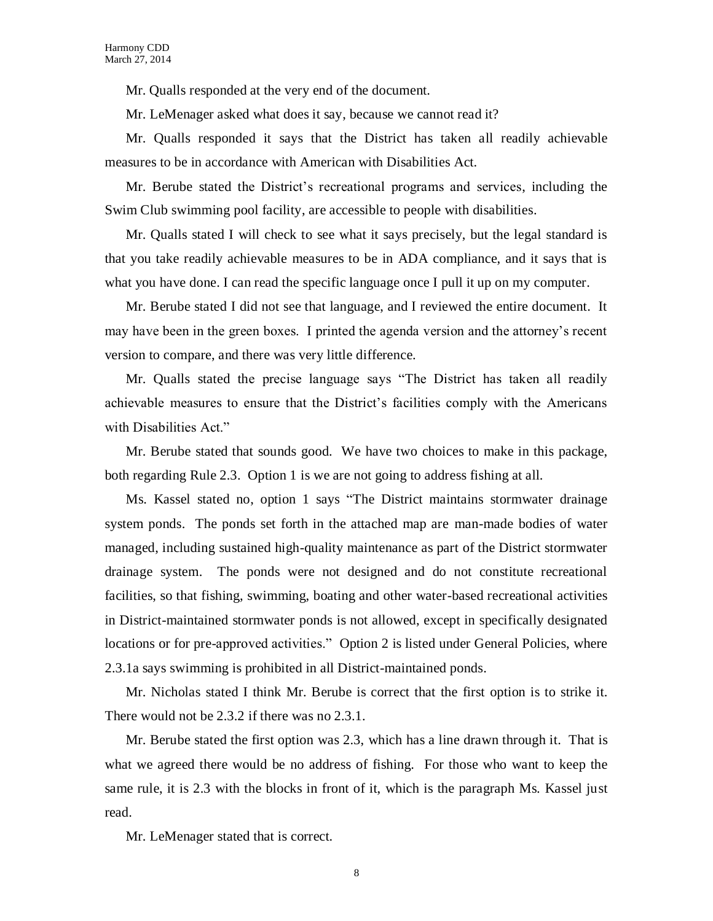Mr. Qualls responded at the very end of the document.

Mr. LeMenager asked what does it say, because we cannot read it?

Mr. Qualls responded it says that the District has taken all readily achievable measures to be in accordance with American with Disabilities Act.

Mr. Berube stated the District's recreational programs and services, including the Swim Club swimming pool facility, are accessible to people with disabilities.

Mr. Qualls stated I will check to see what it says precisely, but the legal standard is that you take readily achievable measures to be in ADA compliance, and it says that is what you have done. I can read the specific language once I pull it up on my computer.

Mr. Berube stated I did not see that language, and I reviewed the entire document. It may have been in the green boxes. I printed the agenda version and the attorney's recent version to compare, and there was very little difference.

Mr. Qualls stated the precise language says "The District has taken all readily achievable measures to ensure that the District's facilities comply with the Americans with Disabilities Act."

Mr. Berube stated that sounds good. We have two choices to make in this package, both regarding Rule 2.3. Option 1 is we are not going to address fishing at all.

Ms. Kassel stated no, option 1 says "The District maintains stormwater drainage system ponds. The ponds set forth in the attached map are man-made bodies of water managed, including sustained high-quality maintenance as part of the District stormwater drainage system. The ponds were not designed and do not constitute recreational facilities, so that fishing, swimming, boating and other water-based recreational activities in District-maintained stormwater ponds is not allowed, except in specifically designated locations or for pre-approved activities." Option 2 is listed under General Policies, where 2.3.1a says swimming is prohibited in all District-maintained ponds.

Mr. Nicholas stated I think Mr. Berube is correct that the first option is to strike it. There would not be 2.3.2 if there was no 2.3.1.

Mr. Berube stated the first option was 2.3, which has a line drawn through it. That is what we agreed there would be no address of fishing. For those who want to keep the same rule, it is 2.3 with the blocks in front of it, which is the paragraph Ms. Kassel just read.

Mr. LeMenager stated that is correct.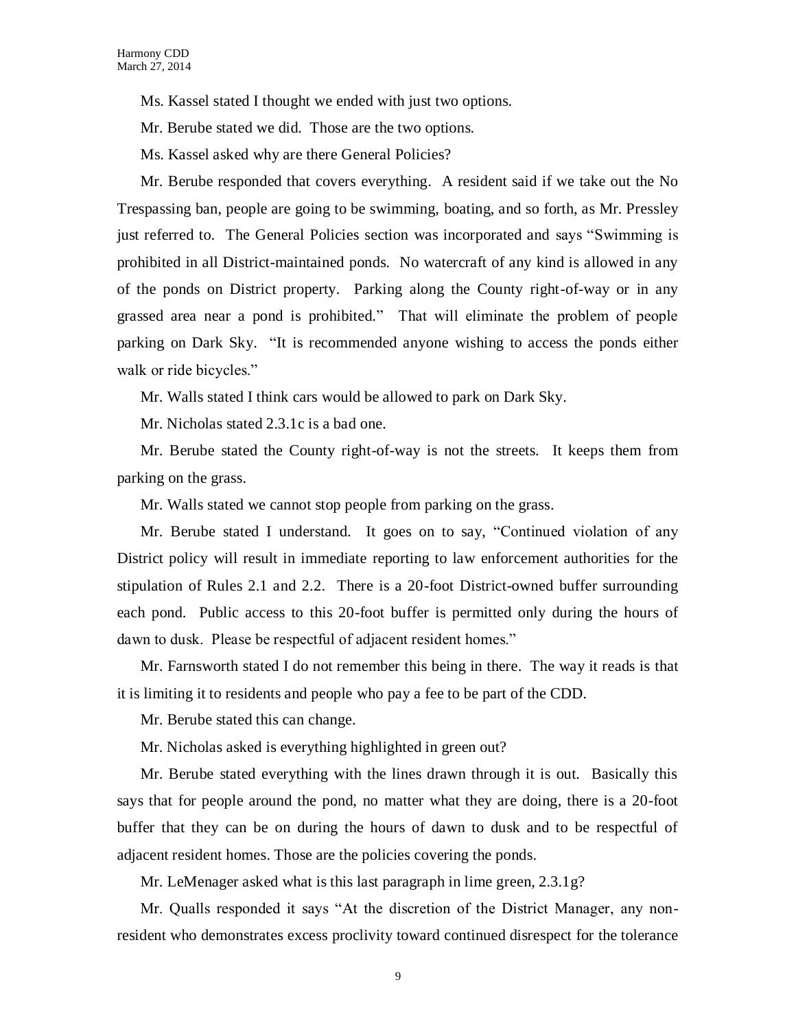Ms. Kassel stated I thought we ended with just two options.

Mr. Berube stated we did. Those are the two options.

Ms. Kassel asked why are there General Policies?

Mr. Berube responded that covers everything. A resident said if we take out the No Trespassing ban, people are going to be swimming, boating, and so forth, as Mr. Pressley just referred to. The General Policies section was incorporated and says "Swimming is prohibited in all District-maintained ponds. No watercraft of any kind is allowed in any of the ponds on District property. Parking along the County right-of-way or in any grassed area near a pond is prohibited." That will eliminate the problem of people parking on Dark Sky. "It is recommended anyone wishing to access the ponds either walk or ride bicycles."

Mr. Walls stated I think cars would be allowed to park on Dark Sky.

Mr. Nicholas stated 2.3.1c is a bad one.

Mr. Berube stated the County right-of-way is not the streets. It keeps them from parking on the grass.

Mr. Walls stated we cannot stop people from parking on the grass.

Mr. Berube stated I understand. It goes on to say, "Continued violation of any District policy will result in immediate reporting to law enforcement authorities for the stipulation of Rules 2.1 and 2.2. There is a 20-foot District-owned buffer surrounding each pond. Public access to this 20-foot buffer is permitted only during the hours of dawn to dusk. Please be respectful of adjacent resident homes."

Mr. Farnsworth stated I do not remember this being in there. The way it reads is that it is limiting it to residents and people who pay a fee to be part of the CDD.

Mr. Berube stated this can change.

Mr. Nicholas asked is everything highlighted in green out?

Mr. Berube stated everything with the lines drawn through it is out. Basically this says that for people around the pond, no matter what they are doing, there is a 20-foot buffer that they can be on during the hours of dawn to dusk and to be respectful of adjacent resident homes. Those are the policies covering the ponds.

Mr. LeMenager asked what is this last paragraph in lime green, 2.3.1g?

Mr. Qualls responded it says "At the discretion of the District Manager, any non-resident who demonstrates excess proclivity toward continued disrespect for the tolerance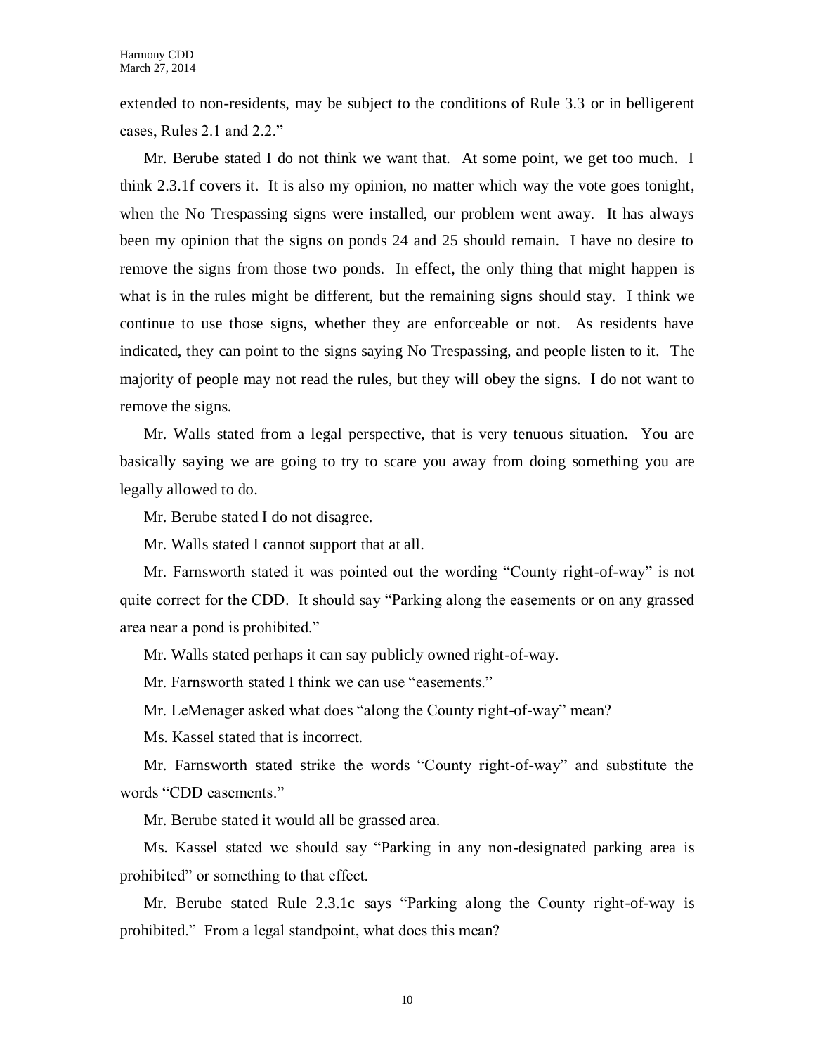extended to non-residents, may be subject to the conditions of Rule 3.3 or in belligerent cases, Rules 2.1 and 2.2."

Mr. Berube stated I do not think we want that. At some point, we get too much. I think 2.3.1f covers it. It is also my opinion, no matter which way the vote goes tonight, when the No Trespassing signs were installed, our problem went away. It has always been my opinion that the signs on ponds 24 and 25 should remain. I have no desire to remove the signs from those two ponds. In effect, the only thing that might happen is what is in the rules might be different, but the remaining signs should stay. I think we continue to use those signs, whether they are enforceable or not. As residents have indicated, they can point to the signs saying No Trespassing, and people listen to it. The majority of people may not read the rules, but they will obey the signs. I do not want to remove the signs.

Mr. Walls stated from a legal perspective, that is very tenuous situation. You are basically saying we are going to try to scare you away from doing something you are legally allowed to do.

Mr. Berube stated I do not disagree.

Mr. Walls stated I cannot support that at all.

Mr. Farnsworth stated it was pointed out the wording "County right-of-way" is not quite correct for the CDD. It should say "Parking along the easements or on any grassed area near a pond is prohibited."

Mr. Walls stated perhaps it can say publicly owned right-of-way.

Mr. Farnsworth stated I think we can use "easements."

Mr. LeMenager asked what does "along the County right-of-way" mean?

Ms. Kassel stated that is incorrect.

Mr. Farnsworth stated strike the words "County right-of-way" and substitute the words "CDD easements."

Mr. Berube stated it would all be grassed area.

Ms. Kassel stated we should say "Parking in any non-designated parking area is prohibited" or something to that effect.

Mr. Berube stated Rule 2.3.1c says "Parking along the County right-of-way is prohibited." From a legal standpoint, what does this mean?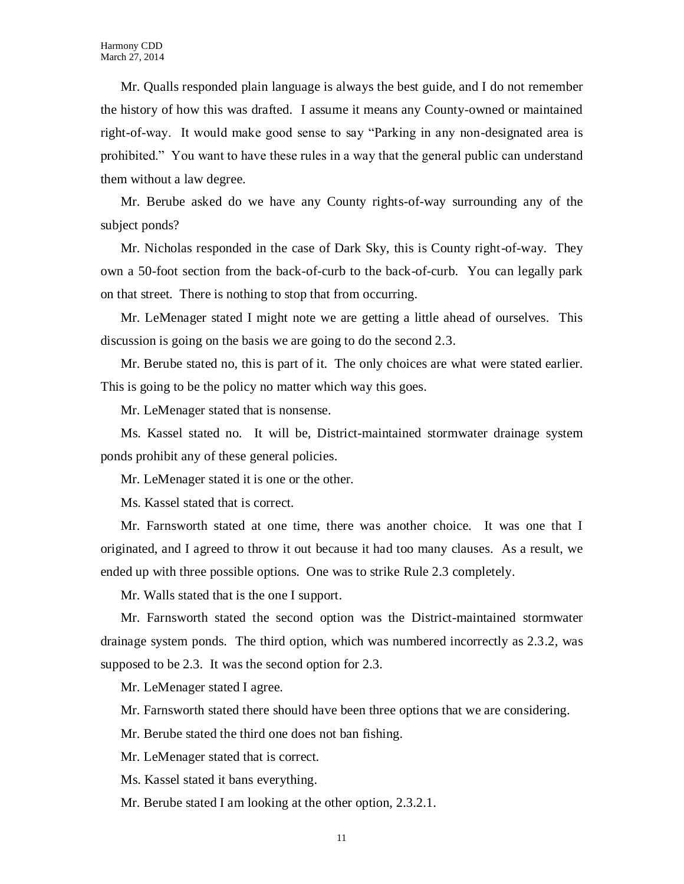Mr. Qualls responded plain language is always the best guide, and I do not remember the history of how this was drafted. I assume it means any County-owned or maintained right-of-way. It would make good sense to say "Parking in any non-designated area is prohibited." You want to have these rules in a way that the general public can understand them without a law degree.

Mr. Berube asked do we have any County rights-of-way surrounding any of the subject ponds?

Mr. Nicholas responded in the case of Dark Sky, this is County right-of-way. They own a 50-foot section from the back-of-curb to the back-of-curb. You can legally park on that street. There is nothing to stop that from occurring.

Mr. LeMenager stated I might note we are getting a little ahead of ourselves. This discussion is going on the basis we are going to do the second 2.3.

Mr. Berube stated no, this is part of it. The only choices are what were stated earlier. This is going to be the policy no matter which way this goes.

Mr. LeMenager stated that is nonsense.

Ms. Kassel stated no. It will be, District-maintained stormwater drainage system ponds prohibit any of these general policies.

Mr. LeMenager stated it is one or the other.

Ms. Kassel stated that is correct.

Mr. Farnsworth stated at one time, there was another choice. It was one that I originated, and I agreed to throw it out because it had too many clauses. As a result, we ended up with three possible options. One was to strike Rule 2.3 completely.

Mr. Walls stated that is the one I support.

Mr. Farnsworth stated the second option was the District-maintained stormwater drainage system ponds. The third option, which was numbered incorrectly as 2.3.2, was supposed to be 2.3. It was the second option for 2.3.

Mr. LeMenager stated I agree.

Mr. Farnsworth stated there should have been three options that we are considering.

Mr. Berube stated the third one does not ban fishing.

Mr. LeMenager stated that is correct.

Ms. Kassel stated it bans everything.

Mr. Berube stated I am looking at the other option, 2.3.2.1.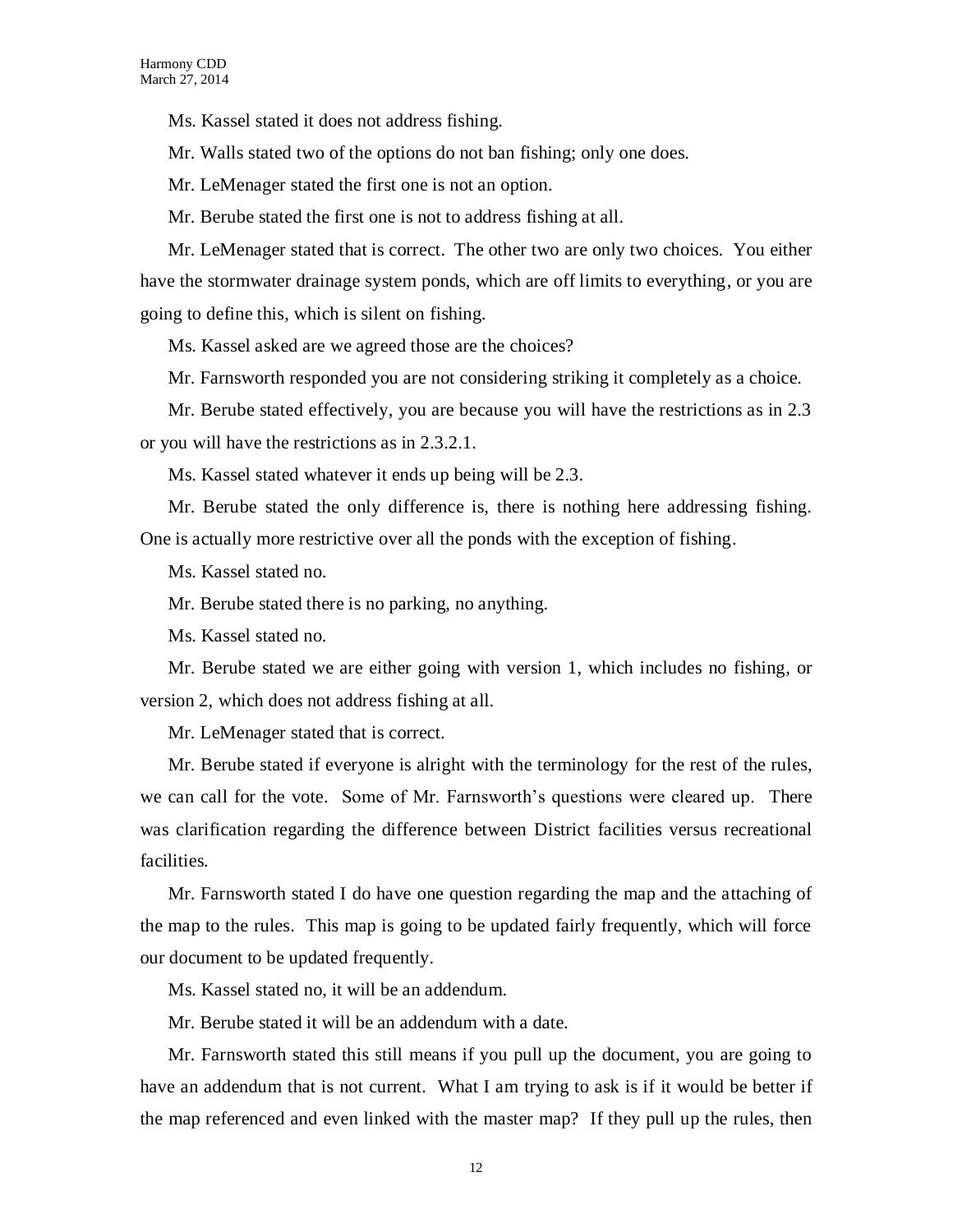Ms. Kassel stated it does not address fishing.

Mr. Walls stated two of the options do not ban fishing; only one does.

Mr. LeMenager stated the first one is not an option.

Mr. Berube stated the first one is not to address fishing at all.

Mr. LeMenager stated that is correct. The other two are only two choices. You either have the stormwater drainage system ponds, which are off limits to everything, or you are going to define this, which is silent on fishing.

Ms. Kassel asked are we agreed those are the choices?

Mr. Farnsworth responded you are not considering striking it completely as a choice.

Mr. Berube stated effectively, you are because you will have the restrictions as in 2.3 or you will have the restrictions as in 2.3.2.1.

Ms. Kassel stated whatever it ends up being will be 2.3.

Mr. Berube stated the only difference is, there is nothing here addressing fishing. One is actually more restrictive over all the ponds with the exception of fishing.

Ms. Kassel stated no.

Mr. Berube stated there is no parking, no anything.

Ms. Kassel stated no.

Mr. Berube stated we are either going with version 1, which includes no fishing, or version 2, which does not address fishing at all.

Mr. LeMenager stated that is correct.

Mr. Berube stated if everyone is alright with the terminology for the rest of the rules, we can call for the vote. Some of Mr. Farnsworth's questions were cleared up. There was clarification regarding the difference between District facilities versus recreational facilities.

Mr. Farnsworth stated I do have one question regarding the map and the attaching of the map to the rules. This map is going to be updated fairly frequently, which will force our document to be updated frequently.

Ms. Kassel stated no, it will be an addendum.

Mr. Berube stated it will be an addendum with a date.

Mr. Farnsworth stated this still means if you pull up the document, you are going to have an addendum that is not current. What I am trying to ask is if it would be better if the map referenced and even linked with the master map? If they pull up the rules, then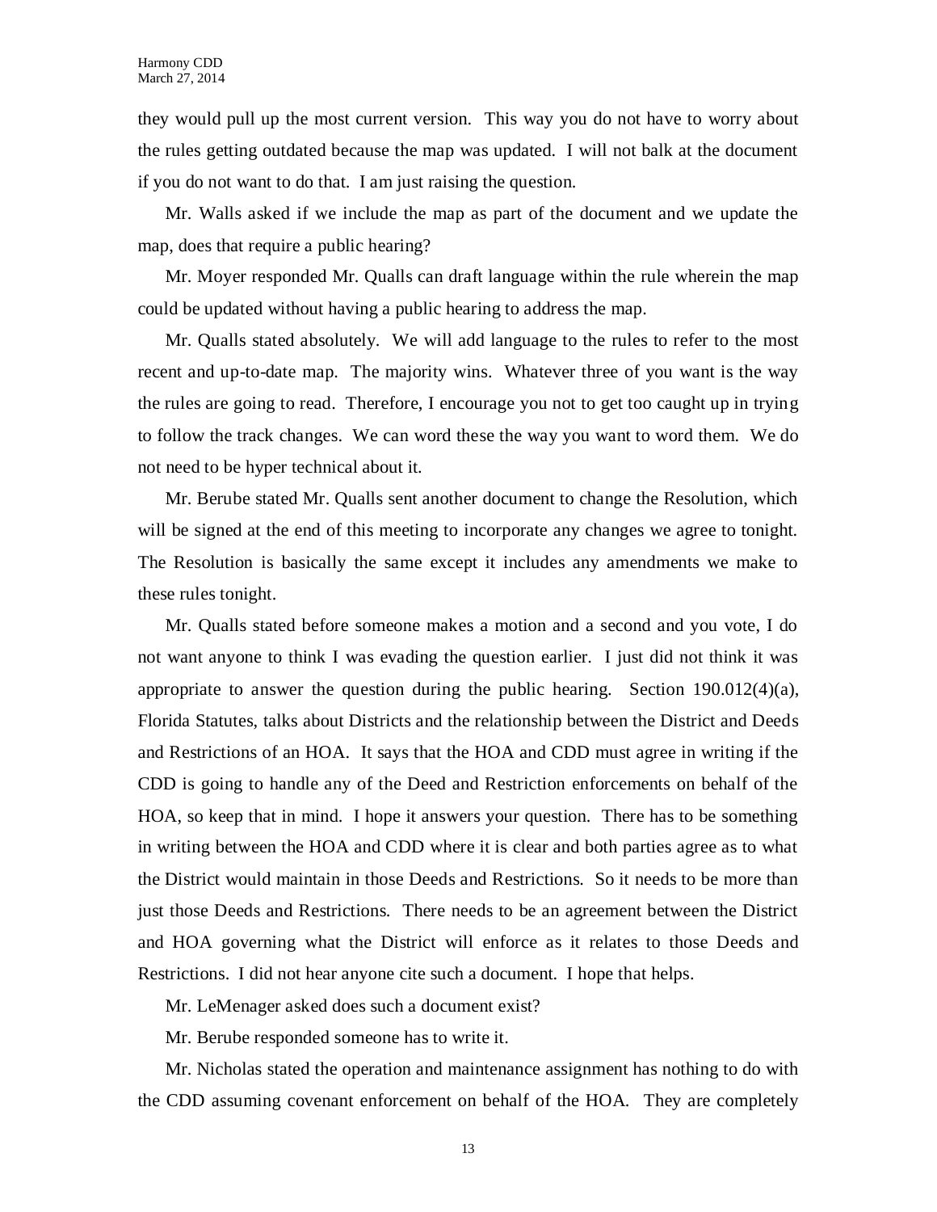they would pull up the most current version. This way you do not have to worry about the rules getting outdated because the map was updated. I will not balk at the document if you do not want to do that. I am just raising the question.

Mr. Walls asked if we include the map as part of the document and we update the map, does that require a public hearing?

Mr. Moyer responded Mr. Qualls can draft language within the rule wherein the map could be updated without having a public hearing to address the map.

Mr. Qualls stated absolutely. We will add language to the rules to refer to the most recent and up-to-date map. The majority wins. Whatever three of you want is the way the rules are going to read. Therefore, I encourage you not to get too caught up in trying to follow the track changes. We can word these the way you want to word them. We do not need to be hyper technical about it.

Mr. Berube stated Mr. Qualls sent another document to change the Resolution, which will be signed at the end of this meeting to incorporate any changes we agree to tonight. The Resolution is basically the same except it includes any amendments we make to these rules tonight.

Mr. Qualls stated before someone makes a motion and a second and you vote, I do not want anyone to think I was evading the question earlier. I just did not think it was appropriate to answer the question during the public hearing. Section 190.012(4)(a), Florida Statutes, talks about Districts and the relationship between the District and Deeds and Restrictions of an HOA. It says that the HOA and CDD must agree in writing if the CDD is going to handle any of the Deed and Restriction enforcements on behalf of the HOA, so keep that in mind. I hope it answers your question. There has to be something in writing between the HOA and CDD where it is clear and both parties agree as to what the District would maintain in those Deeds and Restrictions. So it needs to be more than just those Deeds and Restrictions. There needs to be an agreement between the District and HOA governing what the District will enforce as it relates to those Deeds and Restrictions. I did not hear anyone cite such a document. I hope that helps.

Mr. LeMenager asked does such a document exist?

Mr. Berube responded someone has to write it.

Mr. Nicholas stated the operation and maintenance assignment has nothing to do with the CDD assuming covenant enforcement on behalf of the HOA. They are completely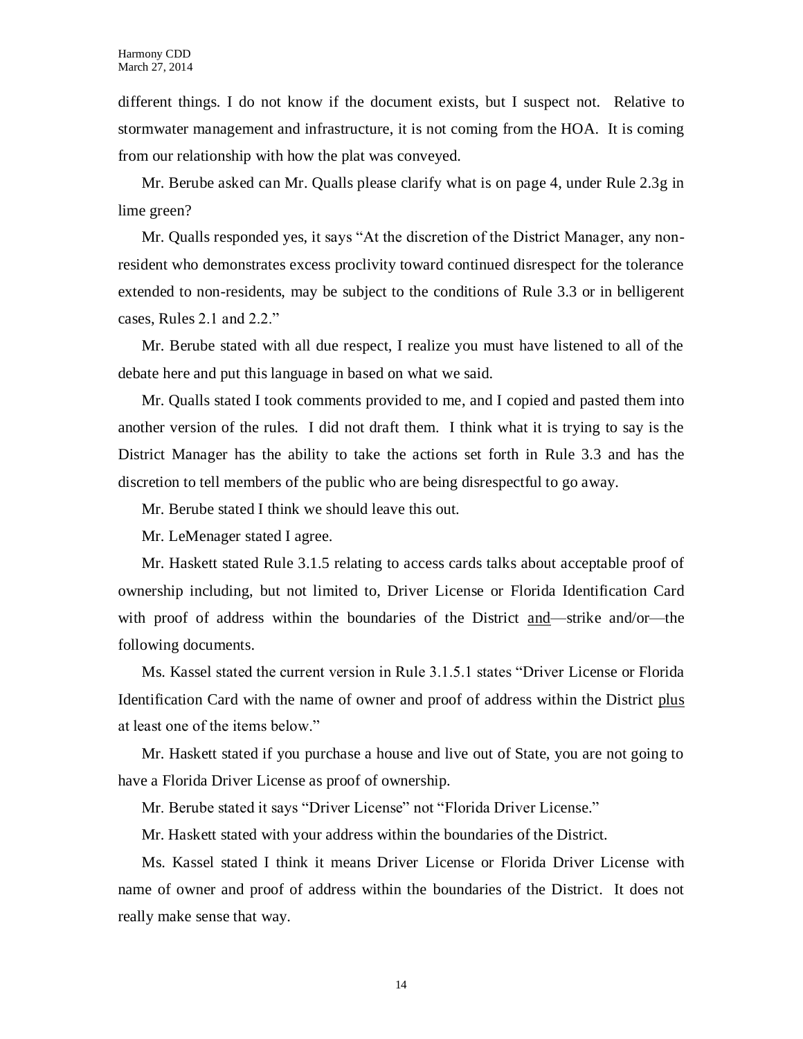different things. I do not know if the document exists, but I suspect not. Relative to stormwater management and infrastructure, it is not coming from the HOA. It is coming from our relationship with how the plat was conveyed.

Mr. Berube asked can Mr. Qualls please clarify what is on page 4, under Rule 2.3g in lime green?

Mr. Qualls responded yes, it says "At the discretion of the District Manager, any non-resident who demonstrates excess proclivity toward continued disrespect for the tolerance extended to non-residents, may be subject to the conditions of Rule 3.3 or in belligerent cases, Rules 2.1 and 2.2."

Mr. Berube stated with all due respect, I realize you must have listened to all of the debate here and put this language in based on what we said.

Mr. Qualls stated I took comments provided to me, and I copied and pasted them into another version of the rules. I did not draft them. I think what it is trying to say is the District Manager has the ability to take the actions set forth in Rule 3.3 and has the discretion to tell members of the public who are being disrespectful to go away.

Mr. Berube stated I think we should leave this out.

Mr. LeMenager stated I agree.

Mr. Haskett stated Rule 3.1.5 relating to access cards talks about acceptable proof of ownership including, but not limited to, Driver License or Florida Identification Card with proof of address within the boundaries of the District <u>and</u>—strike and/or—the following documents.

Ms. Kassel stated the current version in Rule 3.1.5.1 states "Driver License or Florida Identification Card with the name of owner and proof of address within the District <u>plus</u> at least one of the items below."

Mr. Haskett stated if you purchase a house and live out of State, you are not going to have a Florida Driver License as proof of ownership.

Mr. Berube stated it says "Driver License" not "Florida Driver License."

Mr. Haskett stated with your address within the boundaries of the District.

Ms. Kassel stated I think it means Driver License or Florida Driver License with name of owner and proof of address within the boundaries of the District. It does not really make sense that way.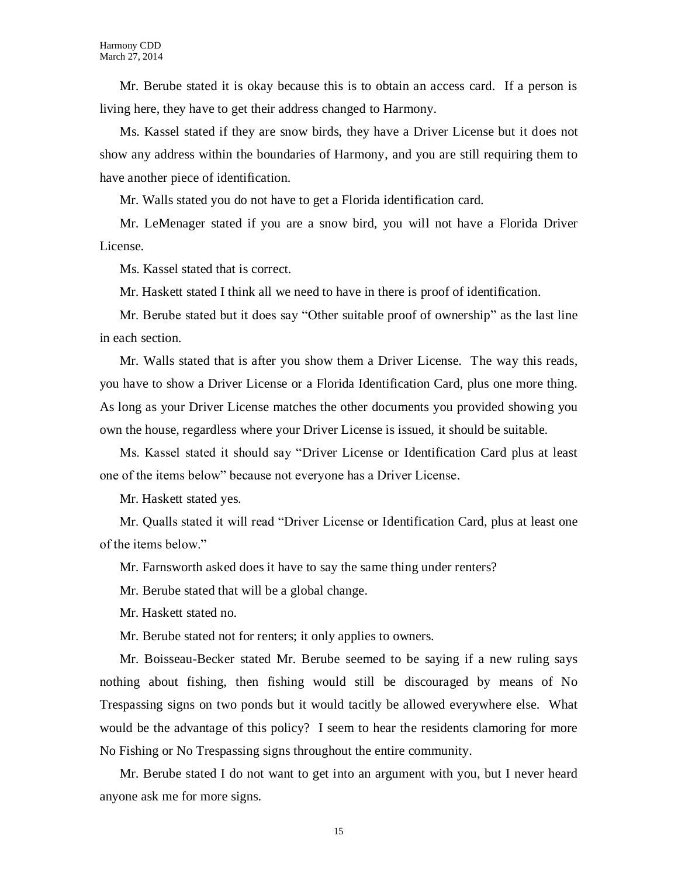Mr. Berube stated it is okay because this is to obtain an access card. If a person is living here, they have to get their address changed to Harmony.

Ms. Kassel stated if they are snow birds, they have a Driver License but it does not show any address within the boundaries of Harmony, and you are still requiring them to have another piece of identification.

Mr. Walls stated you do not have to get a Florida identification card.

Mr. LeMenager stated if you are a snow bird, you will not have a Florida Driver License.

Ms. Kassel stated that is correct.

Mr. Haskett stated I think all we need to have in there is proof of identification.

Mr. Berube stated but it does say "Other suitable proof of ownership" as the last line in each section.

Mr. Walls stated that is after you show them a Driver License. The way this reads, you have to show a Driver License or a Florida Identification Card, plus one more thing. As long as your Driver License matches the other documents you provided showing you own the house, regardless where your Driver License is issued, it should be suitable.

Ms. Kassel stated it should say "Driver License or Identification Card plus at least one of the items below" because not everyone has a Driver License.

Mr. Haskett stated yes.

Mr. Qualls stated it will read "Driver License or Identification Card, plus at least one of the items below."

Mr. Farnsworth asked does it have to say the same thing under renters?

Mr. Berube stated that will be a global change.

Mr. Haskett stated no.

Mr. Berube stated not for renters; it only applies to owners.

Mr. Boisseau-Becker stated Mr. Berube seemed to be saying if a new ruling says nothing about fishing, then fishing would still be discouraged by means of No Trespassing signs on two ponds but it would tacitly be allowed everywhere else. What would be the advantage of this policy? I seem to hear the residents clamoring for more No Fishing or No Trespassing signs throughout the entire community.

Mr. Berube stated I do not want to get into an argument with you, but I never heard anyone ask me for more signs.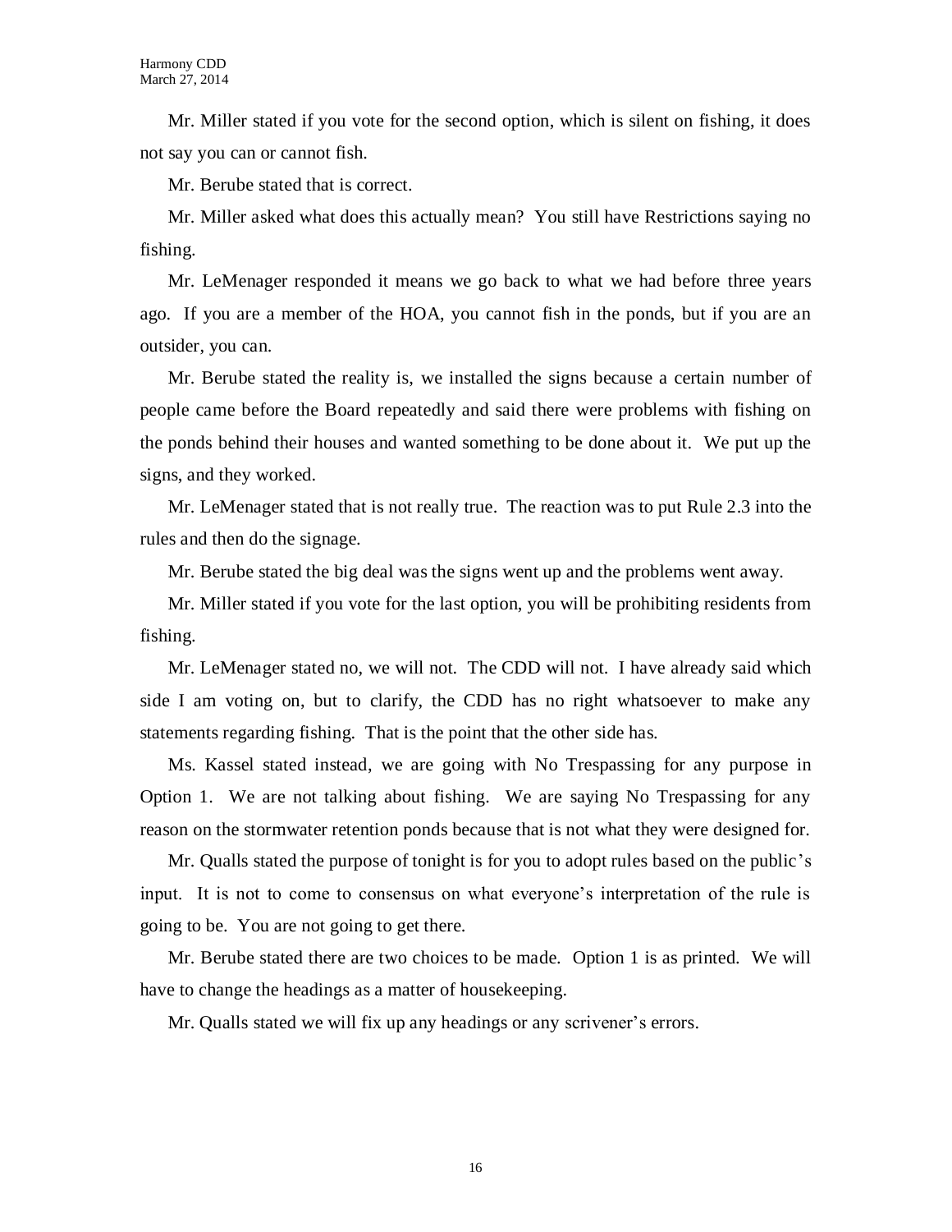Mr. Miller stated if you vote for the second option, which is silent on fishing, it does not say you can or cannot fish.

Mr. Berube stated that is correct.

Mr. Miller asked what does this actually mean? You still have Restrictions saying no fishing.

Mr. LeMenager responded it means we go back to what we had before three years ago. If you are a member of the HOA, you cannot fish in the ponds, but if you are an outsider, you can.

Mr. Berube stated the reality is, we installed the signs because a certain number of people came before the Board repeatedly and said there were problems with fishing on the ponds behind their houses and wanted something to be done about it. We put up the signs, and they worked.

Mr. LeMenager stated that is not really true. The reaction was to put Rule 2.3 into the rules and then do the signage.

Mr. Berube stated the big deal was the signs went up and the problems went away.

Mr. Miller stated if you vote for the last option, you will be prohibiting residents from fishing.

Mr. LeMenager stated no, we will not. The CDD will not. I have already said which side I am voting on, but to clarify, the CDD has no right whatsoever to make any statements regarding fishing. That is the point that the other side has.

Ms. Kassel stated instead, we are going with No Trespassing for any purpose in Option 1. We are not talking about fishing. We are saying No Trespassing for any reason on the stormwater retention ponds because that is not what they were designed for.

Mr. Qualls stated the purpose of tonight is for you to adopt rules based on the public's input. It is not to come to consensus on what everyone's interpretation of the rule is going to be. You are not going to get there.

Mr. Berube stated there are two choices to be made. Option 1 is as printed. We will have to change the headings as a matter of housekeeping.

Mr. Qualls stated we will fix up any headings or any scrivener's errors.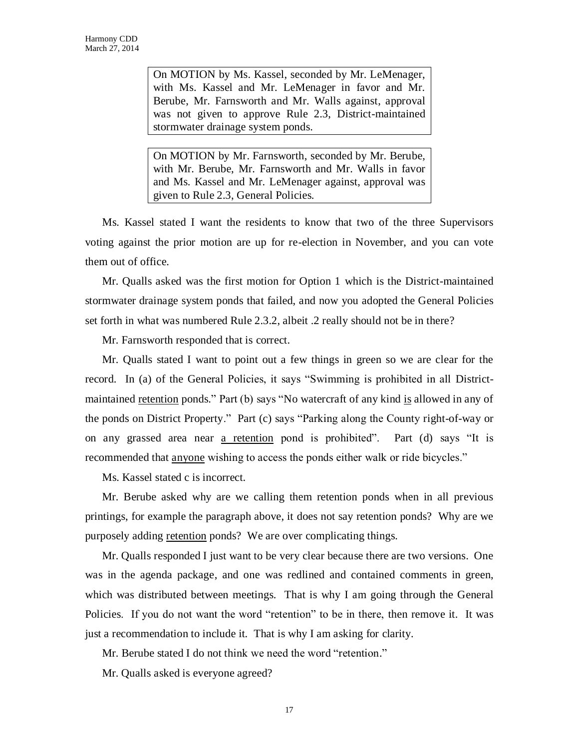> On MOTION by Ms. Kassel, seconded by Mr. LeMenager, with Ms. Kassel and Mr. LeMenager in favor and Mr. Berube, Mr. Farnsworth and Mr. Walls against, approval was not given to approve Rule 2.3, District-maintained stormwater drainage system ponds.

> On MOTION by Mr. Farnsworth, seconded by Mr. Berube, with Mr. Berube, Mr. Farnsworth and Mr. Walls in favor and Ms. Kassel and Mr. LeMenager against, approval was given to Rule 2.3, General Policies.

Ms. Kassel stated I want the residents to know that two of the three Supervisors voting against the prior motion are up for re-election in November, and you can vote them out of office.

Mr. Qualls asked was the first motion for Option 1 which is the District-maintained stormwater drainage system ponds that failed, and now you adopted the General Policies set forth in what was numbered Rule 2.3.2, albeit .2 really should not be in there?

Mr. Farnsworth responded that is correct.

Mr. Qualls stated I want to point out a few things in green so we are clear for the record. In (a) of the General Policies, it says "Swimming is prohibited in all District-maintained <u>retention</u> ponds." Part (b) says "No watercraft of any kind <u>is</u> allowed in any of the ponds on District Property." Part (c) says "Parking along the County right-of-way or on any grassed area near <u>a retention</u> pond is prohibited". Part (d) says "It is recommended that <u>anyone</u> wishing to access the ponds either walk or ride bicycles."

Ms. Kassel stated c is incorrect.

Mr. Berube asked why are we calling them retention ponds when in all previous printings, for example the paragraph above, it does not say retention ponds? Why are we purposely adding <u>retention</u> ponds? We are over complicating things.

Mr. Qualls responded I just want to be very clear because there are two versions. One was in the agenda package, and one was redlined and contained comments in green, which was distributed between meetings. That is why I am going through the General Policies. If you do not want the word "retention" to be in there, then remove it. It was just a recommendation to include it. That is why I am asking for clarity.

Mr. Berube stated I do not think we need the word "retention."

Mr. Qualls asked is everyone agreed?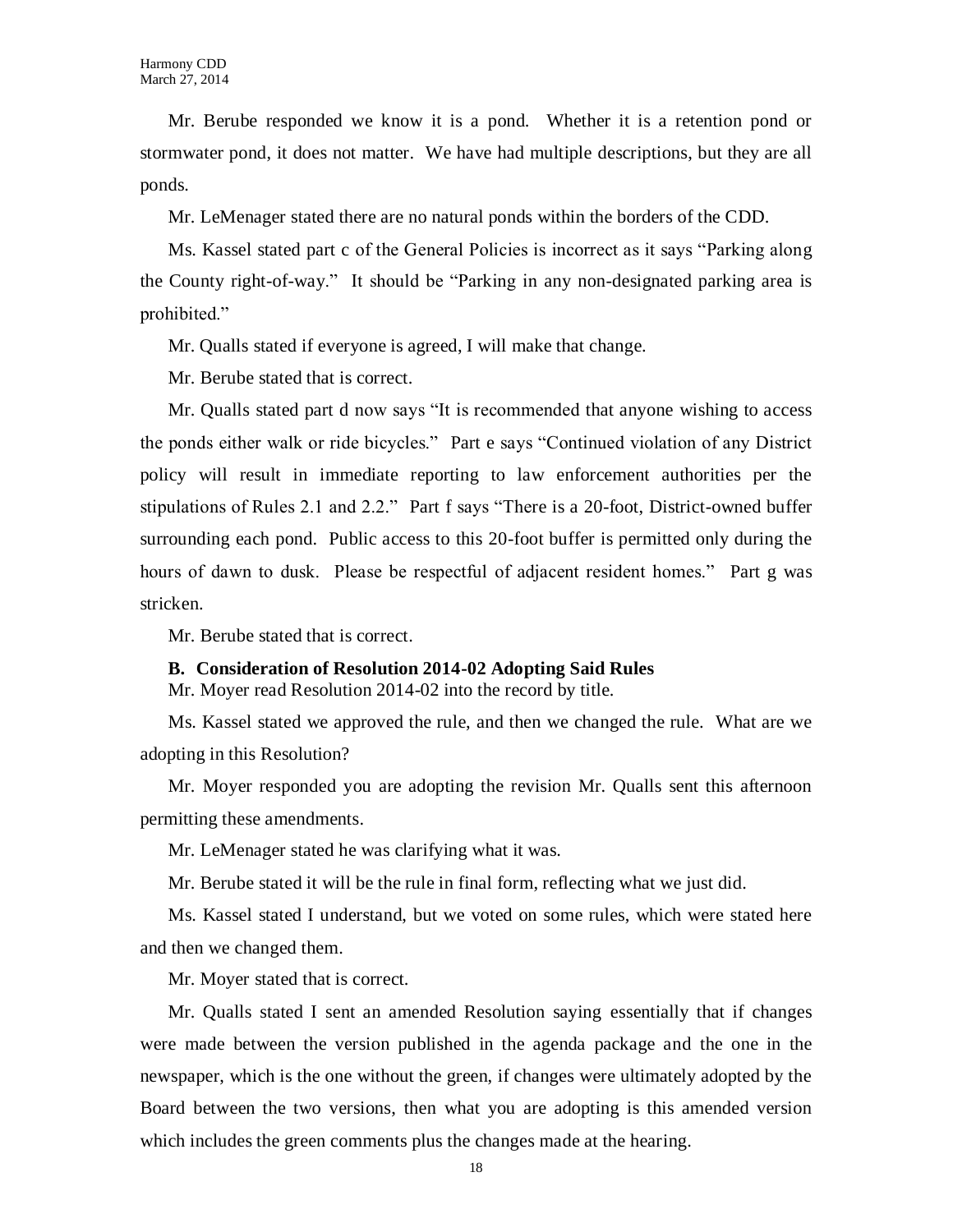Mr. Berube responded we know it is a pond. Whether it is a retention pond or stormwater pond, it does not matter. We have had multiple descriptions, but they are all ponds.

Mr. LeMenager stated there are no natural ponds within the borders of the CDD.

Ms. Kassel stated part c of the General Policies is incorrect as it says "Parking along the County right-of-way." It should be "Parking in any non-designated parking area is prohibited."

Mr. Qualls stated if everyone is agreed, I will make that change.

Mr. Berube stated that is correct.

Mr. Qualls stated part d now says "It is recommended that anyone wishing to access the ponds either walk or ride bicycles." Part e says "Continued violation of any District policy will result in immediate reporting to law enforcement authorities per the stipulations of Rules 2.1 and 2.2." Part f says "There is a 20-foot, District-owned buffer surrounding each pond. Public access to this 20-foot buffer is permitted only during the hours of dawn to dusk. Please be respectful of adjacent resident homes." Part g was stricken.

Mr. Berube stated that is correct.

**B. Consideration of Resolution 2014-02 Adopting Said Rules**

Mr. Moyer read Resolution 2014-02 into the record by title.

Ms. Kassel stated we approved the rule, and then we changed the rule. What are we adopting in this Resolution?

Mr. Moyer responded you are adopting the revision Mr. Qualls sent this afternoon permitting these amendments.

Mr. LeMenager stated he was clarifying what it was.

Mr. Berube stated it will be the rule in final form, reflecting what we just did.

Ms. Kassel stated I understand, but we voted on some rules, which were stated here and then we changed them.

Mr. Moyer stated that is correct.

Mr. Qualls stated I sent an amended Resolution saying essentially that if changes were made between the version published in the agenda package and the one in the newspaper, which is the one without the green, if changes were ultimately adopted by the Board between the two versions, then what you are adopting is this amended version which includes the green comments plus the changes made at the hearing.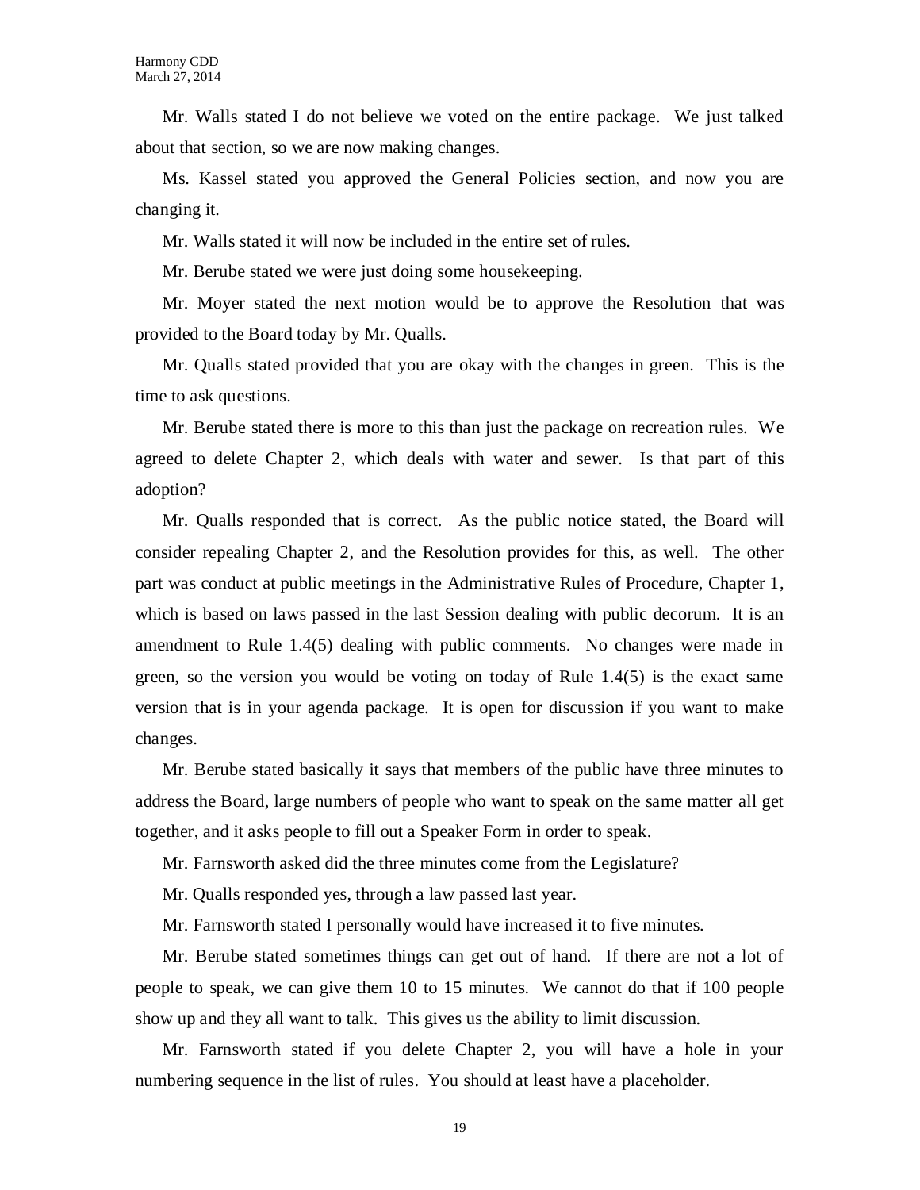Mr. Walls stated I do not believe we voted on the entire package. We just talked about that section, so we are now making changes.

Ms. Kassel stated you approved the General Policies section, and now you are changing it.

Mr. Walls stated it will now be included in the entire set of rules.

Mr. Berube stated we were just doing some housekeeping.

Mr. Moyer stated the next motion would be to approve the Resolution that was provided to the Board today by Mr. Qualls.

Mr. Qualls stated provided that you are okay with the changes in green. This is the time to ask questions.

Mr. Berube stated there is more to this than just the package on recreation rules. We agreed to delete Chapter 2, which deals with water and sewer. Is that part of this adoption?

Mr. Qualls responded that is correct. As the public notice stated, the Board will consider repealing Chapter 2, and the Resolution provides for this, as well. The other part was conduct at public meetings in the Administrative Rules of Procedure, Chapter 1, which is based on laws passed in the last Session dealing with public decorum. It is an amendment to Rule 1.4(5) dealing with public comments. No changes were made in green, so the version you would be voting on today of Rule 1.4(5) is the exact same version that is in your agenda package. It is open for discussion if you want to make changes.

Mr. Berube stated basically it says that members of the public have three minutes to address the Board, large numbers of people who want to speak on the same matter all get together, and it asks people to fill out a Speaker Form in order to speak.

Mr. Farnsworth asked did the three minutes come from the Legislature?

Mr. Qualls responded yes, through a law passed last year.

Mr. Farnsworth stated I personally would have increased it to five minutes.

Mr. Berube stated sometimes things can get out of hand. If there are not a lot of people to speak, we can give them 10 to 15 minutes. We cannot do that if 100 people show up and they all want to talk. This gives us the ability to limit discussion.

Mr. Farnsworth stated if you delete Chapter 2, you will have a hole in your numbering sequence in the list of rules. You should at least have a placeholder.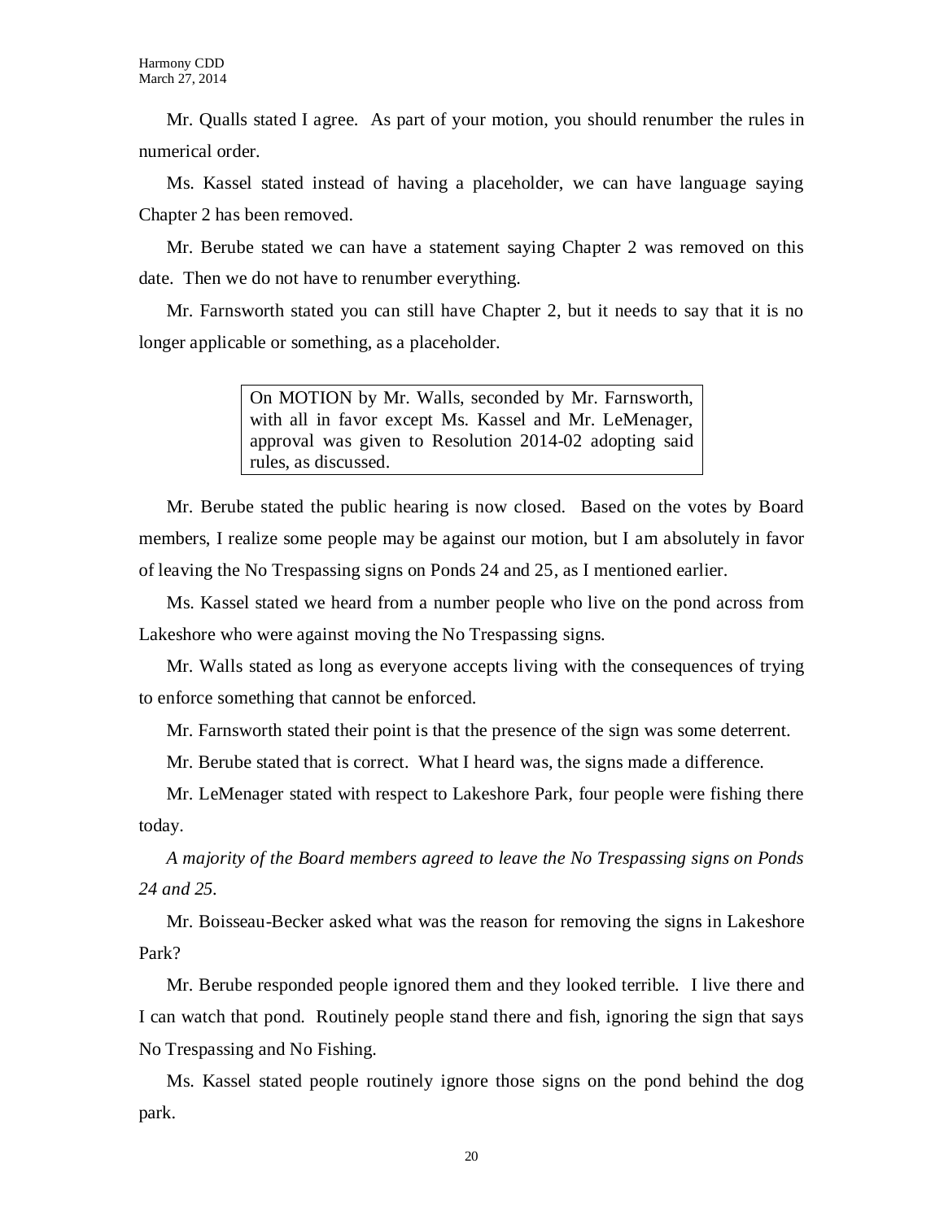Mr. Qualls stated I agree. As part of your motion, you should renumber the rules in numerical order.

Ms. Kassel stated instead of having a placeholder, we can have language saying Chapter 2 has been removed.

Mr. Berube stated we can have a statement saying Chapter 2 was removed on this date. Then we do not have to renumber everything.

Mr. Farnsworth stated you can still have Chapter 2, but it needs to say that it is no longer applicable or something, as a placeholder.

> On MOTION by Mr. Walls, seconded by Mr. Farnsworth, with all in favor except Ms. Kassel and Mr. LeMenager, approval was given to Resolution 2014-02 adopting said rules, as discussed.

Mr. Berube stated the public hearing is now closed. Based on the votes by Board members, I realize some people may be against our motion, but I am absolutely in favor of leaving the No Trespassing signs on Ponds 24 and 25, as I mentioned earlier.

Ms. Kassel stated we heard from a number people who live on the pond across from Lakeshore who were against moving the No Trespassing signs.

Mr. Walls stated as long as everyone accepts living with the consequences of trying to enforce something that cannot be enforced.

Mr. Farnsworth stated their point is that the presence of the sign was some deterrent.

Mr. Berube stated that is correct. What I heard was, the signs made a difference.

Mr. LeMenager stated with respect to Lakeshore Park, four people were fishing there today.

*A majority of the Board members agreed to leave the No Trespassing signs on Ponds 24 and 25.*

Mr. Boisseau-Becker asked what was the reason for removing the signs in Lakeshore Park?

Mr. Berube responded people ignored them and they looked terrible. I live there and I can watch that pond. Routinely people stand there and fish, ignoring the sign that says No Trespassing and No Fishing.

Ms. Kassel stated people routinely ignore those signs on the pond behind the dog park.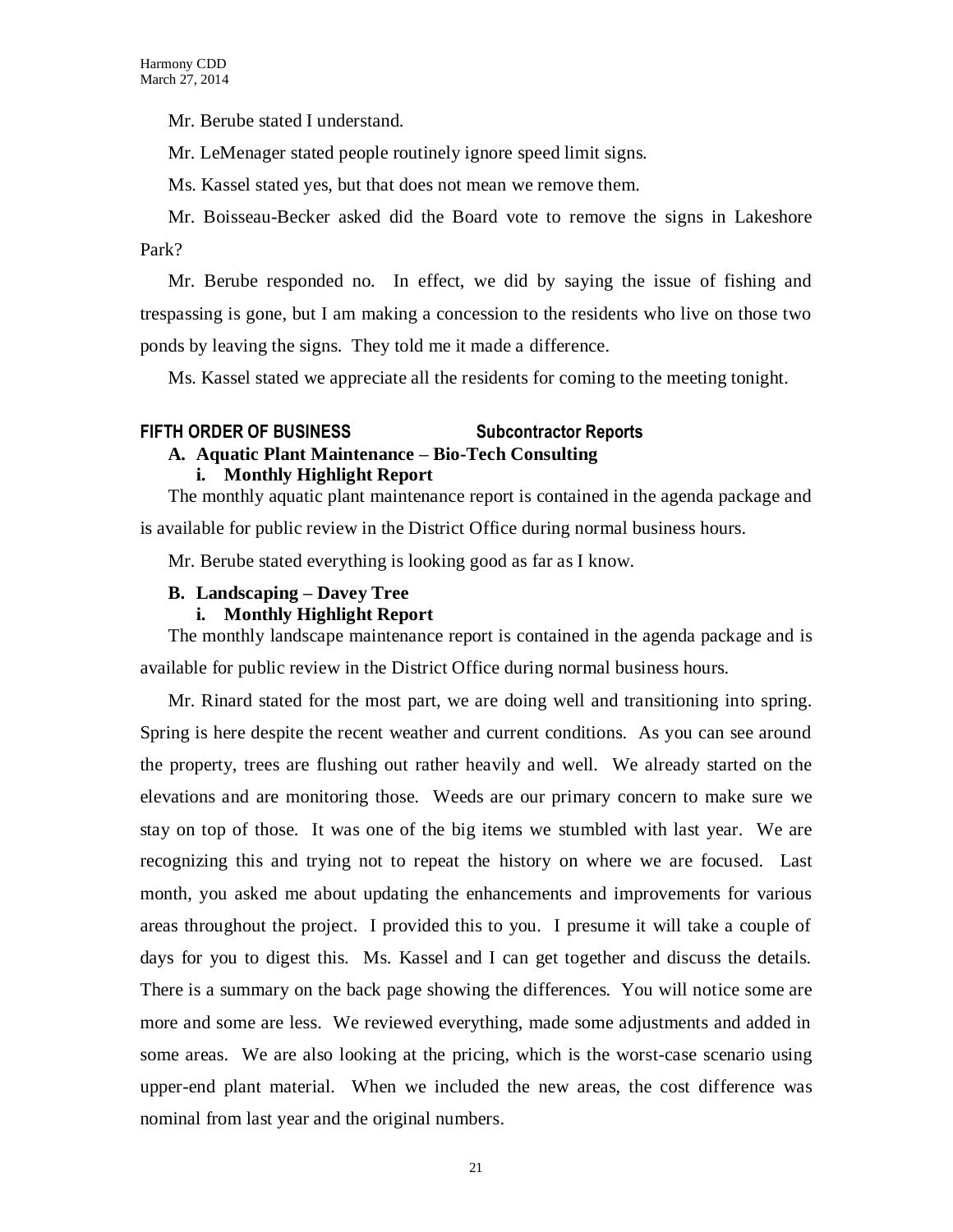Mr. Berube stated I understand.

Mr. LeMenager stated people routinely ignore speed limit signs.

Ms. Kassel stated yes, but that does not mean we remove them.

Mr. Boisseau-Becker asked did the Board vote to remove the signs in Lakeshore Park?

Mr. Berube responded no. In effect, we did by saying the issue of fishing and trespassing is gone, but I am making a concession to the residents who live on those two ponds by leaving the signs. They told me it made a difference.

Ms. Kassel stated we appreciate all the residents for coming to the meeting tonight.

## FIFTH ORDER OF BUSINESS Subcontractor Reports

### A. Aquatic Plant Maintenance – Bio-Tech Consulting

#### i. Monthly Highlight Report

The monthly aquatic plant maintenance report is contained in the agenda package and is available for public review in the District Office during normal business hours.

Mr. Berube stated everything is looking good as far as I know.

### B. Landscaping – Davey Tree

#### i. Monthly Highlight Report

The monthly landscape maintenance report is contained in the agenda package and is available for public review in the District Office during normal business hours.

Mr. Rinard stated for the most part, we are doing well and transitioning into spring. Spring is here despite the recent weather and current conditions. As you can see around the property, trees are flushing out rather heavily and well. We already started on the elevations and are monitoring those. Weeds are our primary concern to make sure we stay on top of those. It was one of the big items we stumbled with last year. We are recognizing this and trying not to repeat the history on where we are focused. Last month, you asked me about updating the enhancements and improvements for various areas throughout the project. I provided this to you. I presume it will take a couple of days for you to digest this. Ms. Kassel and I can get together and discuss the details. There is a summary on the back page showing the differences. You will notice some are more and some are less. We reviewed everything, made some adjustments and added in some areas. We are also looking at the pricing, which is the worst-case scenario using upper-end plant material. When we included the new areas, the cost difference was nominal from last year and the original numbers.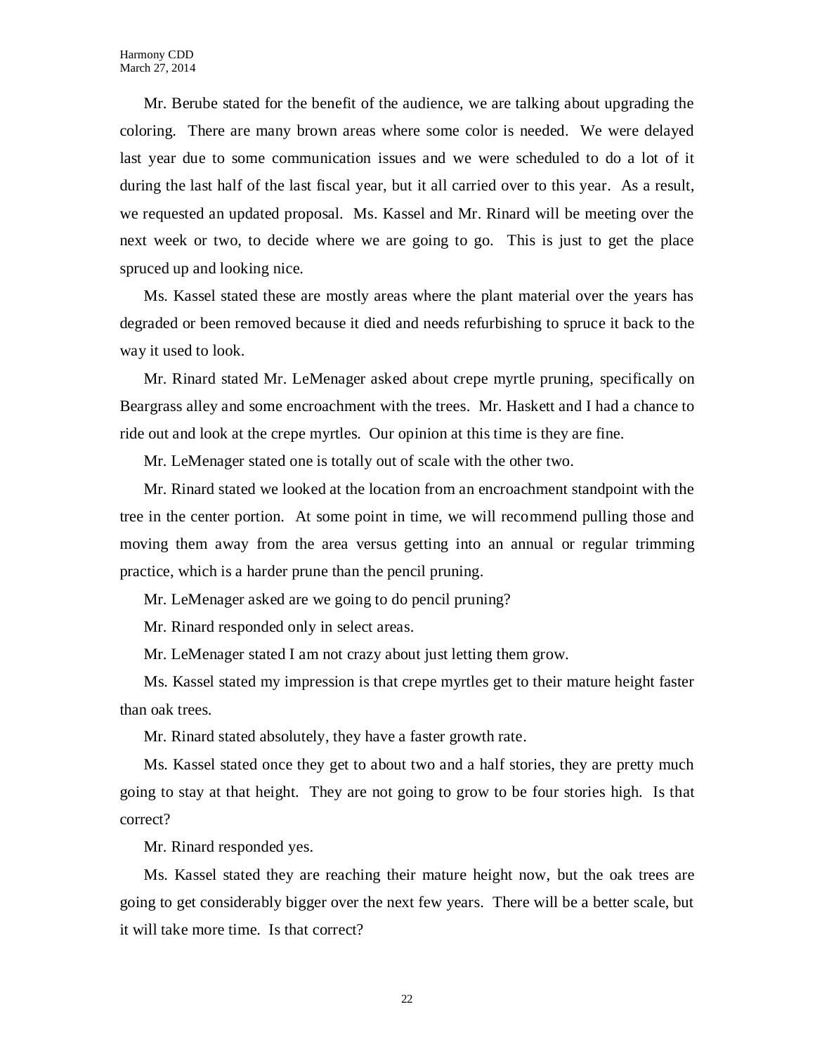Mr. Berube stated for the benefit of the audience, we are talking about upgrading the coloring. There are many brown areas where some color is needed. We were delayed last year due to some communication issues and we were scheduled to do a lot of it during the last half of the last fiscal year, but it all carried over to this year. As a result, we requested an updated proposal. Ms. Kassel and Mr. Rinard will be meeting over the next week or two, to decide where we are going to go. This is just to get the place spruced up and looking nice.

Ms. Kassel stated these are mostly areas where the plant material over the years has degraded or been removed because it died and needs refurbishing to spruce it back to the way it used to look.

Mr. Rinard stated Mr. LeMenager asked about crepe myrtle pruning, specifically on Beargrass alley and some encroachment with the trees. Mr. Haskett and I had a chance to ride out and look at the crepe myrtles. Our opinion at this time is they are fine.

Mr. LeMenager stated one is totally out of scale with the other two.

Mr. Rinard stated we looked at the location from an encroachment standpoint with the tree in the center portion. At some point in time, we will recommend pulling those and moving them away from the area versus getting into an annual or regular trimming practice, which is a harder prune than the pencil pruning.

Mr. LeMenager asked are we going to do pencil pruning?

Mr. Rinard responded only in select areas.

Mr. LeMenager stated I am not crazy about just letting them grow.

Ms. Kassel stated my impression is that crepe myrtles get to their mature height faster than oak trees.

Mr. Rinard stated absolutely, they have a faster growth rate.

Ms. Kassel stated once they get to about two and a half stories, they are pretty much going to stay at that height. They are not going to grow to be four stories high. Is that correct?

Mr. Rinard responded yes.

Ms. Kassel stated they are reaching their mature height now, but the oak trees are going to get considerably bigger over the next few years. There will be a better scale, but it will take more time. Is that correct?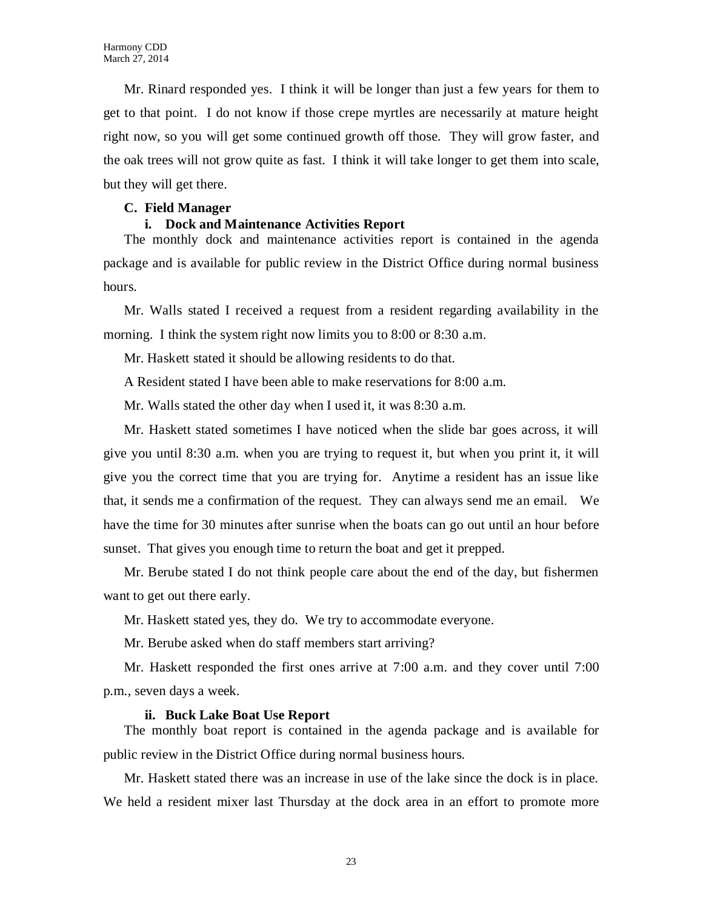Mr. Rinard responded yes. I think it will be longer than just a few years for them to get to that point. I do not know if those crepe myrtles are necessarily at mature height right now, so you will get some continued growth off those. They will grow faster, and the oak trees will not grow quite as fast. I think it will take longer to get them into scale, but they will get there.

**C. Field Manager**

**i. Dock and Maintenance Activities Report**

The monthly dock and maintenance activities report is contained in the agenda package and is available for public review in the District Office during normal business hours.

Mr. Walls stated I received a request from a resident regarding availability in the morning. I think the system right now limits you to 8:00 or 8:30 a.m.

Mr. Haskett stated it should be allowing residents to do that.

A Resident stated I have been able to make reservations for 8:00 a.m.

Mr. Walls stated the other day when I used it, it was 8:30 a.m.

Mr. Haskett stated sometimes I have noticed when the slide bar goes across, it will give you until 8:30 a.m. when you are trying to request it, but when you print it, it will give you the correct time that you are trying for. Anytime a resident has an issue like that, it sends me a confirmation of the request. They can always send me an email. We have the time for 30 minutes after sunrise when the boats can go out until an hour before sunset. That gives you enough time to return the boat and get it prepped.

Mr. Berube stated I do not think people care about the end of the day, but fishermen want to get out there early.

Mr. Haskett stated yes, they do. We try to accommodate everyone.

Mr. Berube asked when do staff members start arriving?

Mr. Haskett responded the first ones arrive at 7:00 a.m. and they cover until 7:00 p.m., seven days a week.

**ii. Buck Lake Boat Use Report**

The monthly boat report is contained in the agenda package and is available for public review in the District Office during normal business hours.

Mr. Haskett stated there was an increase in use of the lake since the dock is in place. We held a resident mixer last Thursday at the dock area in an effort to promote more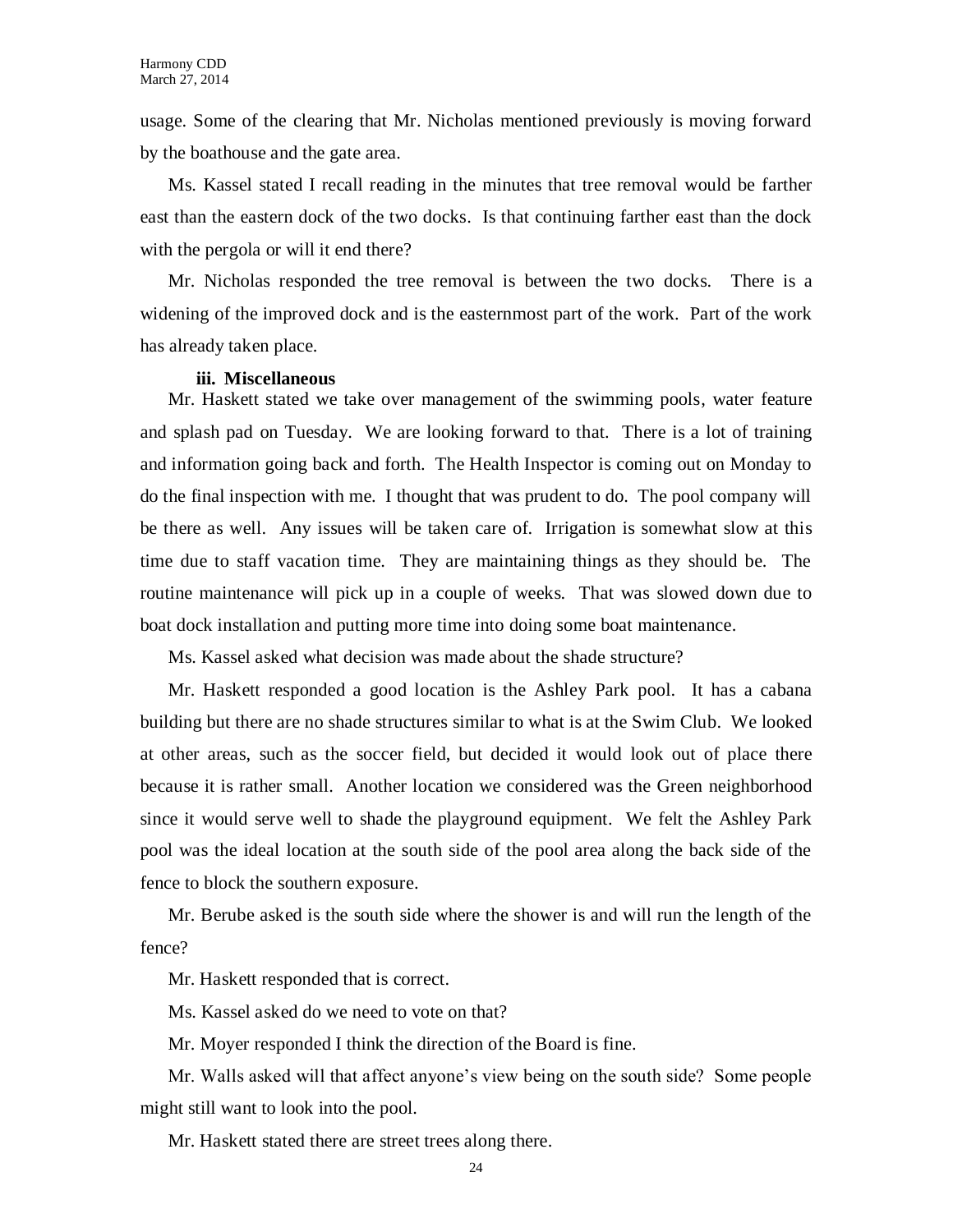usage. Some of the clearing that Mr. Nicholas mentioned previously is moving forward by the boathouse and the gate area.

Ms. Kassel stated I recall reading in the minutes that tree removal would be farther east than the eastern dock of the two docks. Is that continuing farther east than the dock with the pergola or will it end there?

Mr. Nicholas responded the tree removal is between the two docks. There is a widening of the improved dock and is the easternmost part of the work. Part of the work has already taken place.

**iii. Miscellaneous**

Mr. Haskett stated we take over management of the swimming pools, water feature and splash pad on Tuesday. We are looking forward to that. There is a lot of training and information going back and forth. The Health Inspector is coming out on Monday to do the final inspection with me. I thought that was prudent to do. The pool company will be there as well. Any issues will be taken care of. Irrigation is somewhat slow at this time due to staff vacation time. They are maintaining things as they should be. The routine maintenance will pick up in a couple of weeks. That was slowed down due to boat dock installation and putting more time into doing some boat maintenance.

Ms. Kassel asked what decision was made about the shade structure?

Mr. Haskett responded a good location is the Ashley Park pool. It has a cabana building but there are no shade structures similar to what is at the Swim Club. We looked at other areas, such as the soccer field, but decided it would look out of place there because it is rather small. Another location we considered was the Green neighborhood since it would serve well to shade the playground equipment. We felt the Ashley Park pool was the ideal location at the south side of the pool area along the back side of the fence to block the southern exposure.

Mr. Berube asked is the south side where the shower is and will run the length of the fence?

Mr. Haskett responded that is correct.

Ms. Kassel asked do we need to vote on that?

Mr. Moyer responded I think the direction of the Board is fine.

Mr. Walls asked will that affect anyone's view being on the south side? Some people might still want to look into the pool.

Mr. Haskett stated there are street trees along there.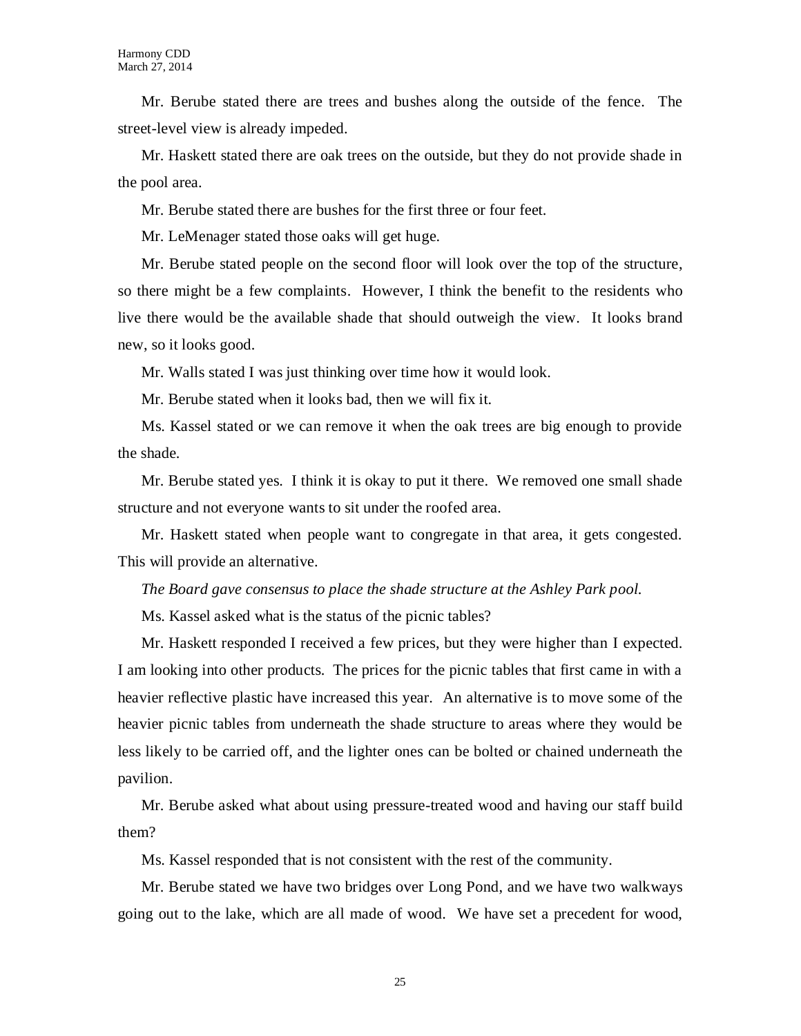Mr. Berube stated there are trees and bushes along the outside of the fence. The street-level view is already impeded.

Mr. Haskett stated there are oak trees on the outside, but they do not provide shade in the pool area.

Mr. Berube stated there are bushes for the first three or four feet.

Mr. LeMenager stated those oaks will get huge.

Mr. Berube stated people on the second floor will look over the top of the structure, so there might be a few complaints. However, I think the benefit to the residents who live there would be the available shade that should outweigh the view. It looks brand new, so it looks good.

Mr. Walls stated I was just thinking over time how it would look.

Mr. Berube stated when it looks bad, then we will fix it.

Ms. Kassel stated or we can remove it when the oak trees are big enough to provide the shade.

Mr. Berube stated yes. I think it is okay to put it there. We removed one small shade structure and not everyone wants to sit under the roofed area.

Mr. Haskett stated when people want to congregate in that area, it gets congested. This will provide an alternative.

*The Board gave consensus to place the shade structure at the Ashley Park pool.*

Ms. Kassel asked what is the status of the picnic tables?

Mr. Haskett responded I received a few prices, but they were higher than I expected. I am looking into other products. The prices for the picnic tables that first came in with a heavier reflective plastic have increased this year. An alternative is to move some of the heavier picnic tables from underneath the shade structure to areas where they would be less likely to be carried off, and the lighter ones can be bolted or chained underneath the pavilion.

Mr. Berube asked what about using pressure-treated wood and having our staff build them?

Ms. Kassel responded that is not consistent with the rest of the community.

Mr. Berube stated we have two bridges over Long Pond, and we have two walkways going out to the lake, which are all made of wood. We have set a precedent for wood,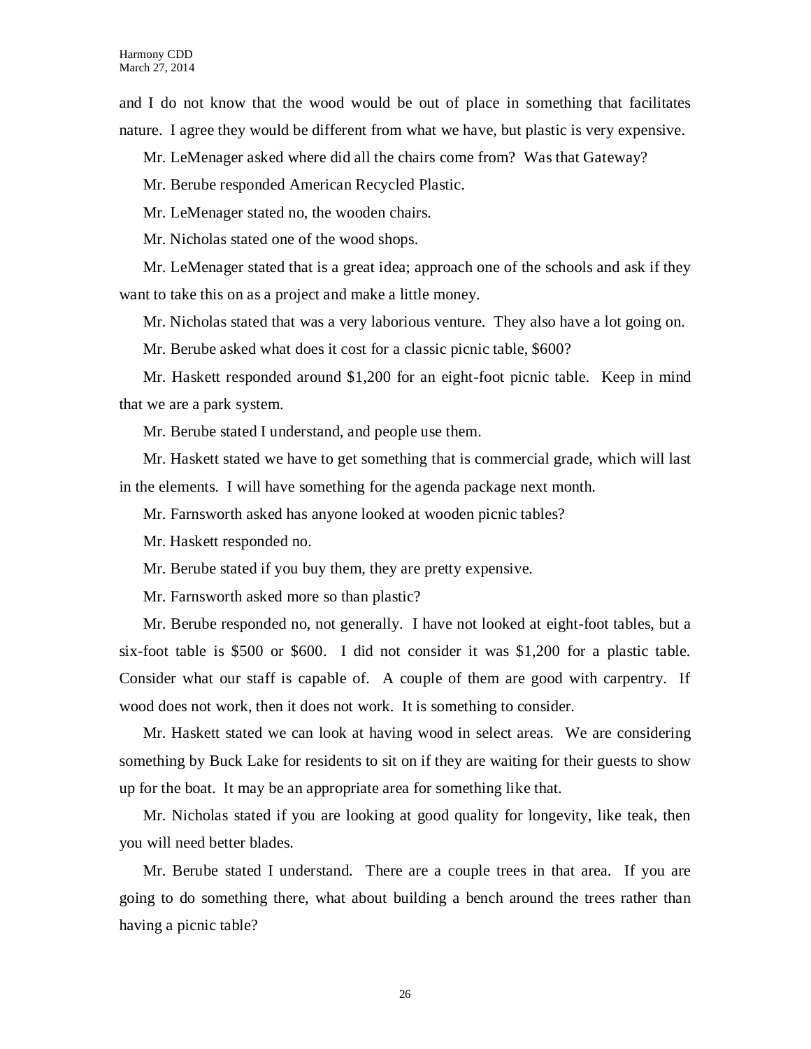and I do not know that the wood would be out of place in something that facilitates nature. I agree they would be different from what we have, but plastic is very expensive.

Mr. LeMenager asked where did all the chairs come from? Was that Gateway?

Mr. Berube responded American Recycled Plastic.

Mr. LeMenager stated no, the wooden chairs.

Mr. Nicholas stated one of the wood shops.

Mr. LeMenager stated that is a great idea; approach one of the schools and ask if they want to take this on as a project and make a little money.

Mr. Nicholas stated that was a very laborious venture. They also have a lot going on.

Mr. Berube asked what does it cost for a classic picnic table, $600?

Mr. Haskett responded around $1,200 for an eight-foot picnic table. Keep in mind that we are a park system.

Mr. Berube stated I understand, and people use them.

Mr. Haskett stated we have to get something that is commercial grade, which will last in the elements. I will have something for the agenda package next month.

Mr. Farnsworth asked has anyone looked at wooden picnic tables?

Mr. Haskett responded no.

Mr. Berube stated if you buy them, they are pretty expensive.

Mr. Farnsworth asked more so than plastic?

Mr. Berube responded no, not generally. I have not looked at eight-foot tables, but a six-foot table is $500 or $600. I did not consider it was $1,200 for a plastic table. Consider what our staff is capable of. A couple of them are good with carpentry. If wood does not work, then it does not work. It is something to consider.

Mr. Haskett stated we can look at having wood in select areas. We are considering something by Buck Lake for residents to sit on if they are waiting for their guests to show up for the boat. It may be an appropriate area for something like that.

Mr. Nicholas stated if you are looking at good quality for longevity, like teak, then you will need better blades.

Mr. Berube stated I understand. There are a couple trees in that area. If you are going to do something there, what about building a bench around the trees rather than having a picnic table?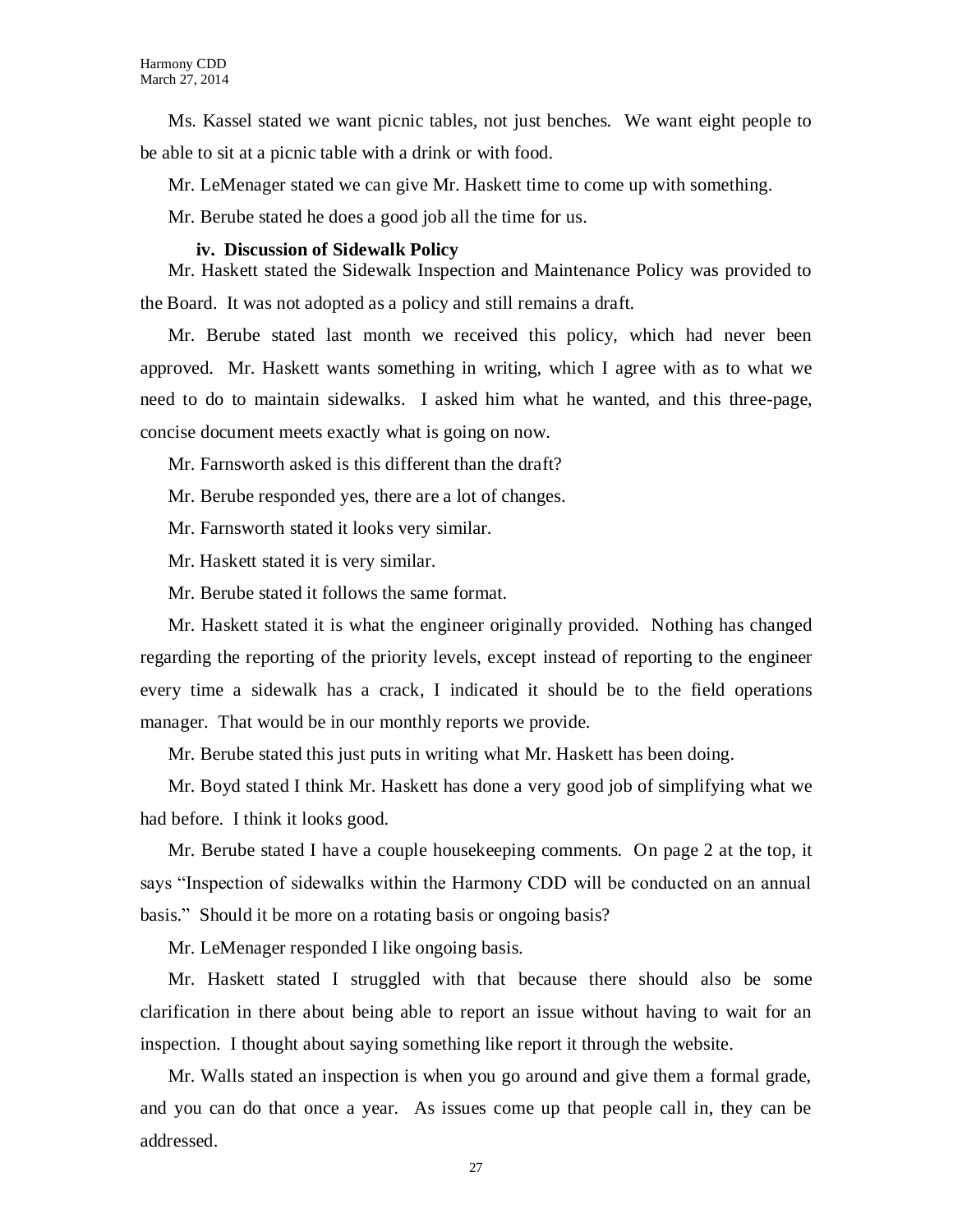Ms. Kassel stated we want picnic tables, not just benches. We want eight people to be able to sit at a picnic table with a drink or with food.

Mr. LeMenager stated we can give Mr. Haskett time to come up with something.

Mr. Berube stated he does a good job all the time for us.

**iv. Discussion of Sidewalk Policy**

Mr. Haskett stated the Sidewalk Inspection and Maintenance Policy was provided to the Board. It was not adopted as a policy and still remains a draft.

Mr. Berube stated last month we received this policy, which had never been approved. Mr. Haskett wants something in writing, which I agree with as to what we need to do to maintain sidewalks. I asked him what he wanted, and this three-page, concise document meets exactly what is going on now.

Mr. Farnsworth asked is this different than the draft?

Mr. Berube responded yes, there are a lot of changes.

Mr. Farnsworth stated it looks very similar.

Mr. Haskett stated it is very similar.

Mr. Berube stated it follows the same format.

Mr. Haskett stated it is what the engineer originally provided. Nothing has changed regarding the reporting of the priority levels, except instead of reporting to the engineer every time a sidewalk has a crack, I indicated it should be to the field operations manager. That would be in our monthly reports we provide.

Mr. Berube stated this just puts in writing what Mr. Haskett has been doing.

Mr. Boyd stated I think Mr. Haskett has done a very good job of simplifying what we had before. I think it looks good.

Mr. Berube stated I have a couple housekeeping comments. On page 2 at the top, it says "Inspection of sidewalks within the Harmony CDD will be conducted on an annual basis." Should it be more on a rotating basis or ongoing basis?

Mr. LeMenager responded I like ongoing basis.

Mr. Haskett stated I struggled with that because there should also be some clarification in there about being able to report an issue without having to wait for an inspection. I thought about saying something like report it through the website.

Mr. Walls stated an inspection is when you go around and give them a formal grade, and you can do that once a year. As issues come up that people call in, they can be addressed.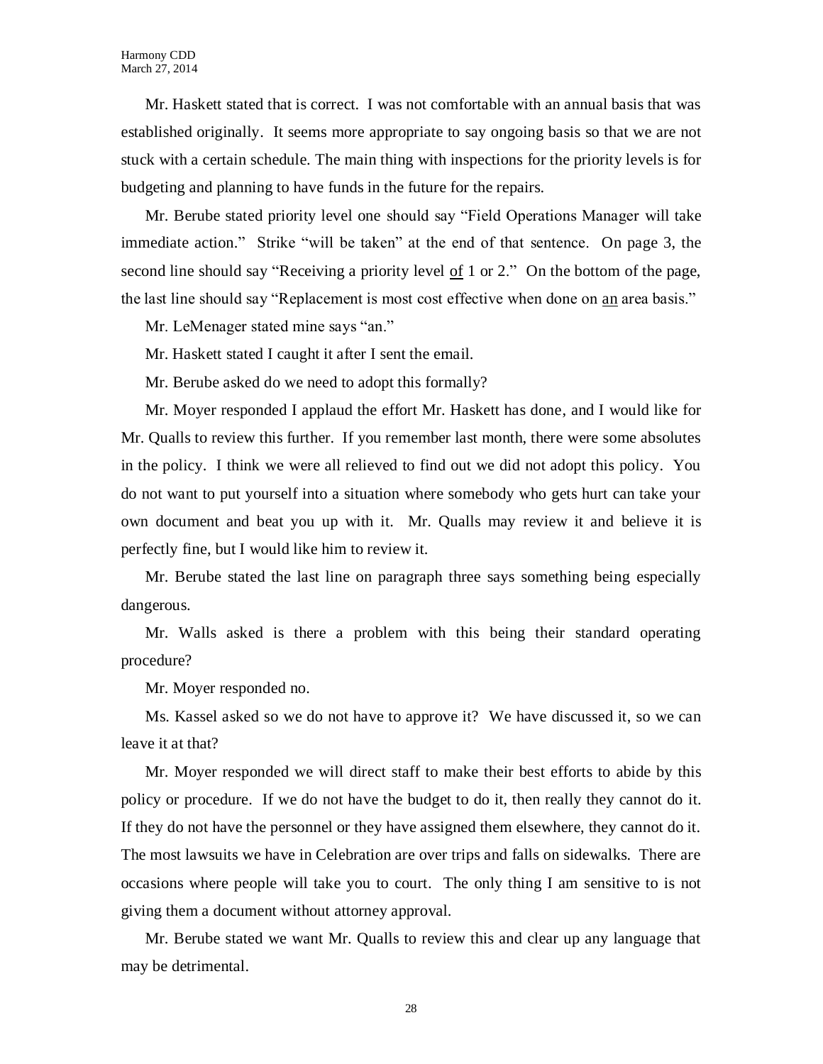Mr. Haskett stated that is correct. I was not comfortable with an annual basis that was established originally. It seems more appropriate to say ongoing basis so that we are not stuck with a certain schedule. The main thing with inspections for the priority levels is for budgeting and planning to have funds in the future for the repairs.

Mr. Berube stated priority level one should say "Field Operations Manager will take immediate action." Strike "will be taken" at the end of that sentence. On page 3, the second line should say "Receiving a priority level <u>of</u> 1 or 2." On the bottom of the page, the last line should say "Replacement is most cost effective when done on <u>an</u> area basis."

Mr. LeMenager stated mine says "an."

Mr. Haskett stated I caught it after I sent the email.

Mr. Berube asked do we need to adopt this formally?

Mr. Moyer responded I applaud the effort Mr. Haskett has done, and I would like for Mr. Qualls to review this further. If you remember last month, there were some absolutes in the policy. I think we were all relieved to find out we did not adopt this policy. You do not want to put yourself into a situation where somebody who gets hurt can take your own document and beat you up with it. Mr. Qualls may review it and believe it is perfectly fine, but I would like him to review it.

Mr. Berube stated the last line on paragraph three says something being especially dangerous.

Mr. Walls asked is there a problem with this being their standard operating procedure?

Mr. Moyer responded no.

Ms. Kassel asked so we do not have to approve it? We have discussed it, so we can leave it at that?

Mr. Moyer responded we will direct staff to make their best efforts to abide by this policy or procedure. If we do not have the budget to do it, then really they cannot do it. If they do not have the personnel or they have assigned them elsewhere, they cannot do it. The most lawsuits we have in Celebration are over trips and falls on sidewalks. There are occasions where people will take you to court. The only thing I am sensitive to is not giving them a document without attorney approval.

Mr. Berube stated we want Mr. Qualls to review this and clear up any language that may be detrimental.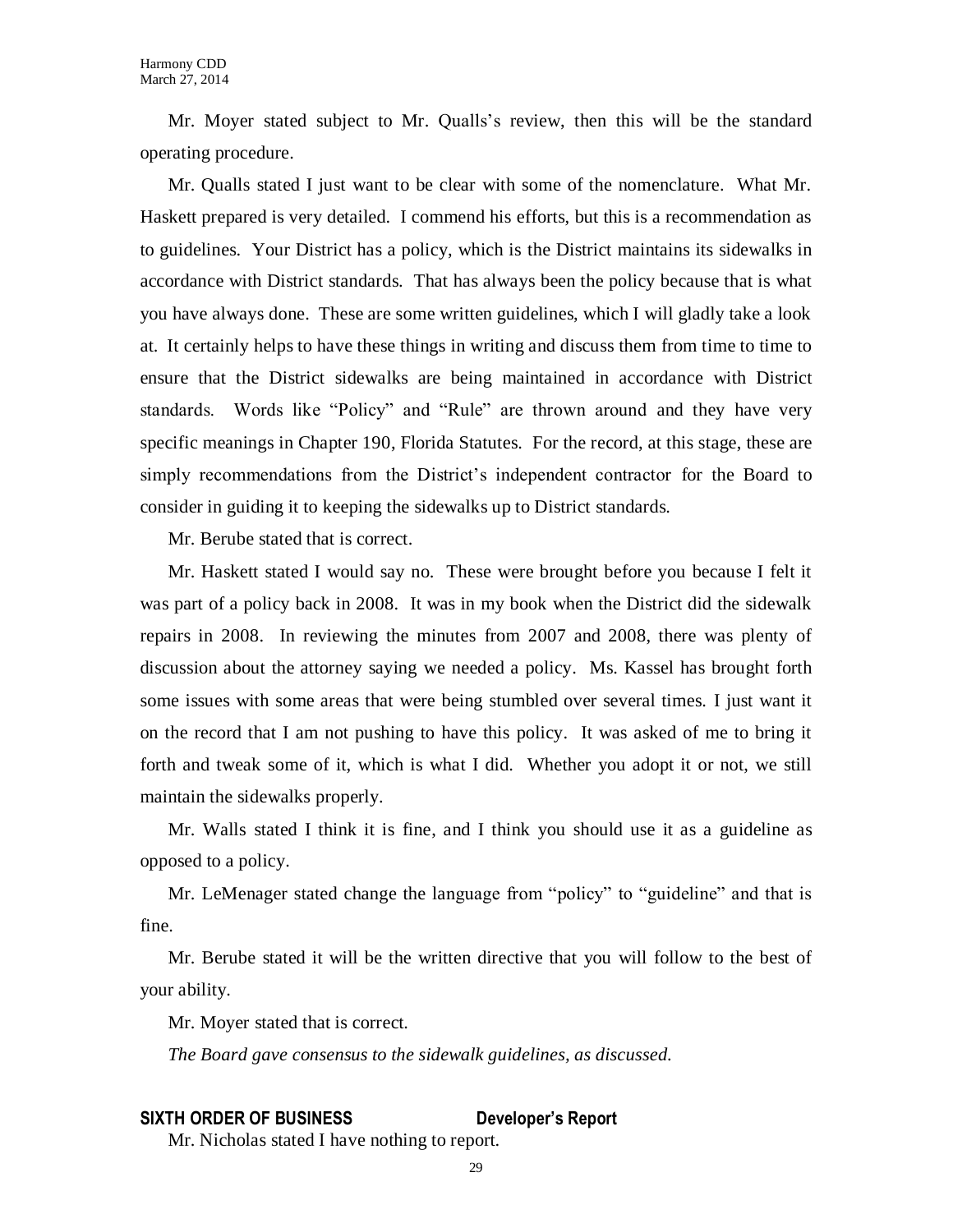Mr. Moyer stated subject to Mr. Qualls's review, then this will be the standard operating procedure.

Mr. Qualls stated I just want to be clear with some of the nomenclature. What Mr. Haskett prepared is very detailed. I commend his efforts, but this is a recommendation as to guidelines. Your District has a policy, which is the District maintains its sidewalks in accordance with District standards. That has always been the policy because that is what you have always done. These are some written guidelines, which I will gladly take a look at. It certainly helps to have these things in writing and discuss them from time to time to ensure that the District sidewalks are being maintained in accordance with District standards. Words like "Policy" and "Rule" are thrown around and they have very specific meanings in Chapter 190, Florida Statutes. For the record, at this stage, these are simply recommendations from the District's independent contractor for the Board to consider in guiding it to keeping the sidewalks up to District standards.

Mr. Berube stated that is correct.

Mr. Haskett stated I would say no. These were brought before you because I felt it was part of a policy back in 2008. It was in my book when the District did the sidewalk repairs in 2008. In reviewing the minutes from 2007 and 2008, there was plenty of discussion about the attorney saying we needed a policy. Ms. Kassel has brought forth some issues with some areas that were being stumbled over several times. I just want it on the record that I am not pushing to have this policy. It was asked of me to bring it forth and tweak some of it, which is what I did. Whether you adopt it or not, we still maintain the sidewalks properly.

Mr. Walls stated I think it is fine, and I think you should use it as a guideline as opposed to a policy.

Mr. LeMenager stated change the language from "policy" to "guideline" and that is fine.

Mr. Berube stated it will be the written directive that you will follow to the best of your ability.

Mr. Moyer stated that is correct.

*The Board gave consensus to the sidewalk guidelines, as discussed.*

**SIXTH ORDER OF BUSINESS Developer's Report**

Mr. Nicholas stated I have nothing to report.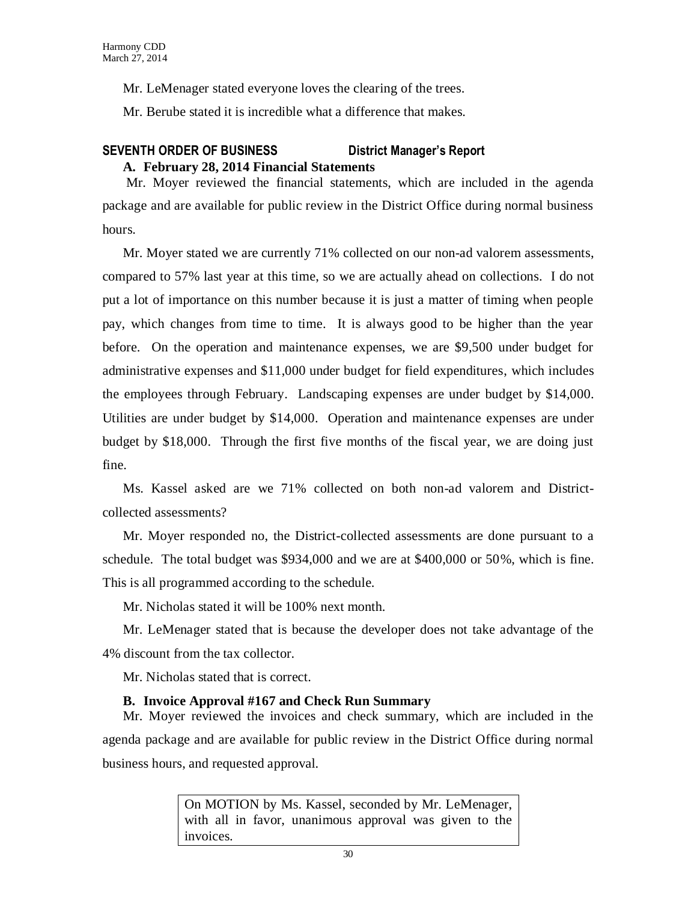Mr. LeMenager stated everyone loves the clearing of the trees.

Mr. Berube stated it is incredible what a difference that makes.

## SEVENTH ORDER OF BUSINESS District Manager's Report

### A. February 28, 2014 Financial Statements

Mr. Moyer reviewed the financial statements, which are included in the agenda package and are available for public review in the District Office during normal business hours.

Mr. Moyer stated we are currently 71% collected on our non-ad valorem assessments, compared to 57% last year at this time, so we are actually ahead on collections. I do not put a lot of importance on this number because it is just a matter of timing when people pay, which changes from time to time. It is always good to be higher than the year before. On the operation and maintenance expenses, we are $9,500 under budget for administrative expenses and $11,000 under budget for field expenditures, which includes the employees through February. Landscaping expenses are under budget by $14,000. Utilities are under budget by $14,000. Operation and maintenance expenses are under budget by $18,000. Through the first five months of the fiscal year, we are doing just fine.

Ms. Kassel asked are we 71% collected on both non-ad valorem and District-collected assessments?

Mr. Moyer responded no, the District-collected assessments are done pursuant to a schedule. The total budget was $934,000 and we are at $400,000 or 50%, which is fine. This is all programmed according to the schedule.

Mr. Nicholas stated it will be 100% next month.

Mr. LeMenager stated that is because the developer does not take advantage of the 4% discount from the tax collector.

Mr. Nicholas stated that is correct.

### B. Invoice Approval #167 and Check Run Summary

Mr. Moyer reviewed the invoices and check summary, which are included in the agenda package and are available for public review in the District Office during normal business hours, and requested approval.

> On MOTION by Ms. Kassel, seconded by Mr. LeMenager, with all in favor, unanimous approval was given to the invoices.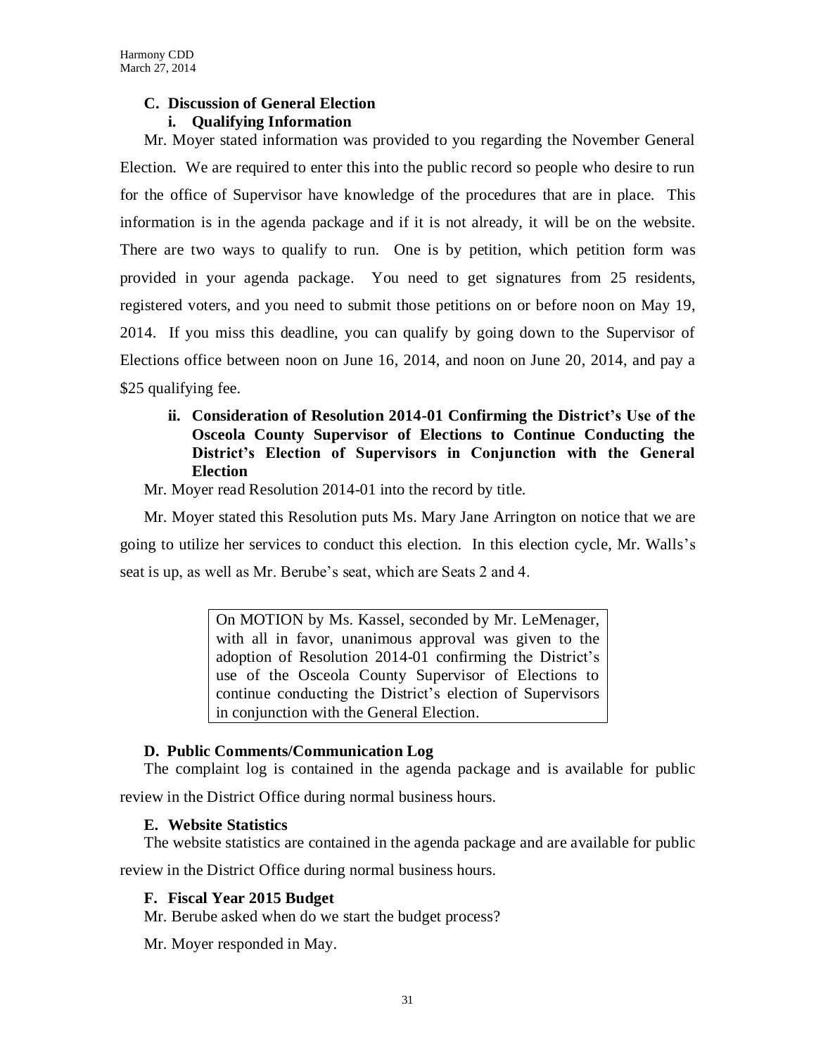### C. Discussion of General Election

#### i. Qualifying Information

Mr. Moyer stated information was provided to you regarding the November General Election. We are required to enter this into the public record so people who desire to run for the office of Supervisor have knowledge of the procedures that are in place. This information is in the agenda package and if it is not already, it will be on the website. There are two ways to qualify to run. One is by petition, which petition form was provided in your agenda package. You need to get signatures from 25 residents, registered voters, and you need to submit those petitions on or before noon on May 19, 2014. If you miss this deadline, you can qualify by going down to the Supervisor of Elections office between noon on June 16, 2014, and noon on June 20, 2014, and pay a $25 qualifying fee.

#### ii. Consideration of Resolution 2014-01 Confirming the District's Use of the Osceola County Supervisor of Elections to Continue Conducting the District's Election of Supervisors in Conjunction with the General Election

Mr. Moyer read Resolution 2014-01 into the record by title.

Mr. Moyer stated this Resolution puts Ms. Mary Jane Arrington on notice that we are going to utilize her services to conduct this election. In this election cycle, Mr. Walls's seat is up, as well as Mr. Berube's seat, which are Seats 2 and 4.

> On MOTION by Ms. Kassel, seconded by Mr. LeMenager, with all in favor, unanimous approval was given to the adoption of Resolution 2014-01 confirming the District's use of the Osceola County Supervisor of Elections to continue conducting the District's election of Supervisors in conjunction with the General Election.

### D. Public Comments/Communication Log

The complaint log is contained in the agenda package and is available for public review in the District Office during normal business hours.

### E. Website Statistics

The website statistics are contained in the agenda package and are available for public review in the District Office during normal business hours.

### F. Fiscal Year 2015 Budget

Mr. Berube asked when do we start the budget process?

Mr. Moyer responded in May.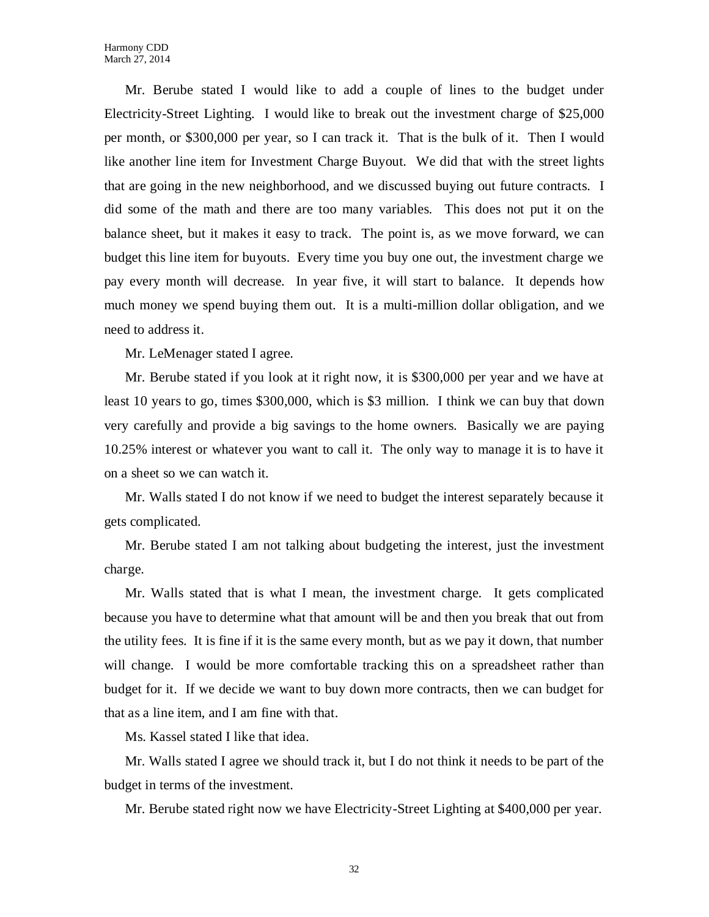Mr. Berube stated I would like to add a couple of lines to the budget under Electricity-Street Lighting. I would like to break out the investment charge of $25,000 per month, or $300,000 per year, so I can track it. That is the bulk of it. Then I would like another line item for Investment Charge Buyout. We did that with the street lights that are going in the new neighborhood, and we discussed buying out future contracts. I did some of the math and there are too many variables. This does not put it on the balance sheet, but it makes it easy to track. The point is, as we move forward, we can budget this line item for buyouts. Every time you buy one out, the investment charge we pay every month will decrease. In year five, it will start to balance. It depends how much money we spend buying them out. It is a multi-million dollar obligation, and we need to address it.

Mr. LeMenager stated I agree.

Mr. Berube stated if you look at it right now, it is $300,000 per year and we have at least 10 years to go, times $300,000, which is $3 million. I think we can buy that down very carefully and provide a big savings to the home owners. Basically we are paying 10.25% interest or whatever you want to call it. The only way to manage it is to have it on a sheet so we can watch it.

Mr. Walls stated I do not know if we need to budget the interest separately because it gets complicated.

Mr. Berube stated I am not talking about budgeting the interest, just the investment charge.

Mr. Walls stated that is what I mean, the investment charge. It gets complicated because you have to determine what that amount will be and then you break that out from the utility fees. It is fine if it is the same every month, but as we pay it down, that number will change. I would be more comfortable tracking this on a spreadsheet rather than budget for it. If we decide we want to buy down more contracts, then we can budget for that as a line item, and I am fine with that.

Ms. Kassel stated I like that idea.

Mr. Walls stated I agree we should track it, but I do not think it needs to be part of the budget in terms of the investment.

Mr. Berube stated right now we have Electricity-Street Lighting at $400,000 per year.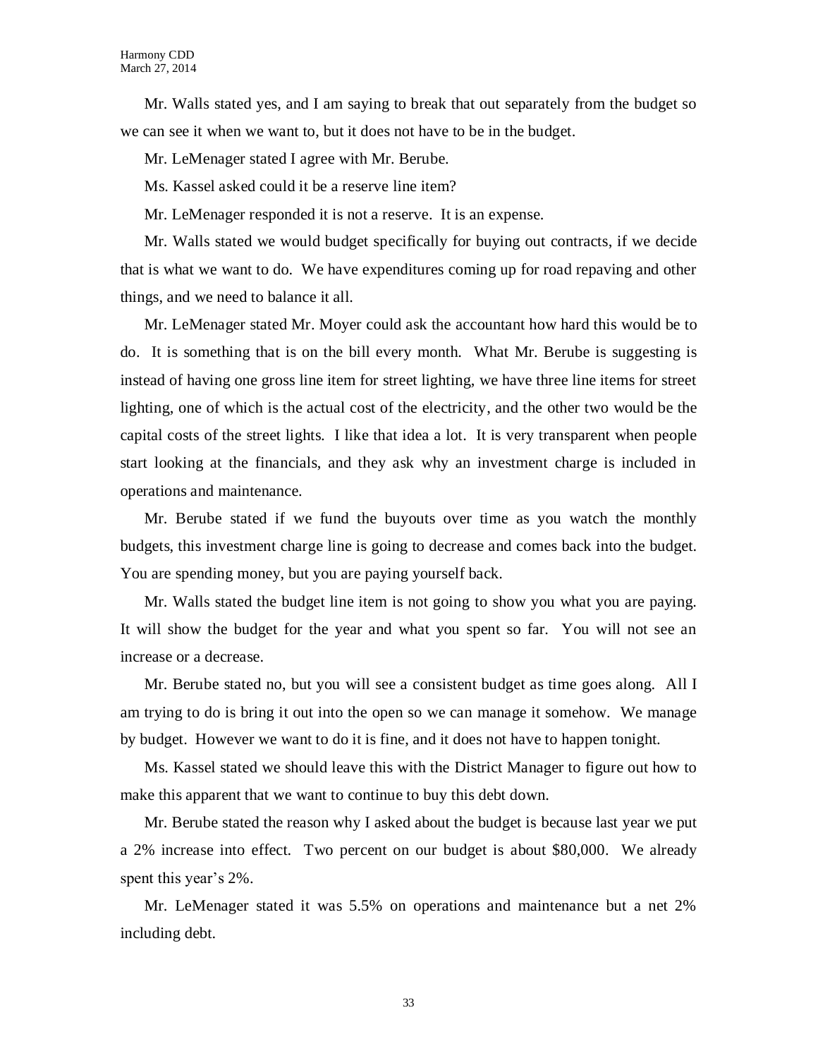Mr. Walls stated yes, and I am saying to break that out separately from the budget so we can see it when we want to, but it does not have to be in the budget.

Mr. LeMenager stated I agree with Mr. Berube.

Ms. Kassel asked could it be a reserve line item?

Mr. LeMenager responded it is not a reserve. It is an expense.

Mr. Walls stated we would budget specifically for buying out contracts, if we decide that is what we want to do. We have expenditures coming up for road repaving and other things, and we need to balance it all.

Mr. LeMenager stated Mr. Moyer could ask the accountant how hard this would be to do. It is something that is on the bill every month. What Mr. Berube is suggesting is instead of having one gross line item for street lighting, we have three line items for street lighting, one of which is the actual cost of the electricity, and the other two would be the capital costs of the street lights. I like that idea a lot. It is very transparent when people start looking at the financials, and they ask why an investment charge is included in operations and maintenance.

Mr. Berube stated if we fund the buyouts over time as you watch the monthly budgets, this investment charge line is going to decrease and comes back into the budget. You are spending money, but you are paying yourself back.

Mr. Walls stated the budget line item is not going to show you what you are paying. It will show the budget for the year and what you spent so far. You will not see an increase or a decrease.

Mr. Berube stated no, but you will see a consistent budget as time goes along. All I am trying to do is bring it out into the open so we can manage it somehow. We manage by budget. However we want to do it is fine, and it does not have to happen tonight.

Ms. Kassel stated we should leave this with the District Manager to figure out how to make this apparent that we want to continue to buy this debt down.

Mr. Berube stated the reason why I asked about the budget is because last year we put a 2% increase into effect. Two percent on our budget is about $80,000. We already spent this year's 2%.

Mr. LeMenager stated it was 5.5% on operations and maintenance but a net 2% including debt.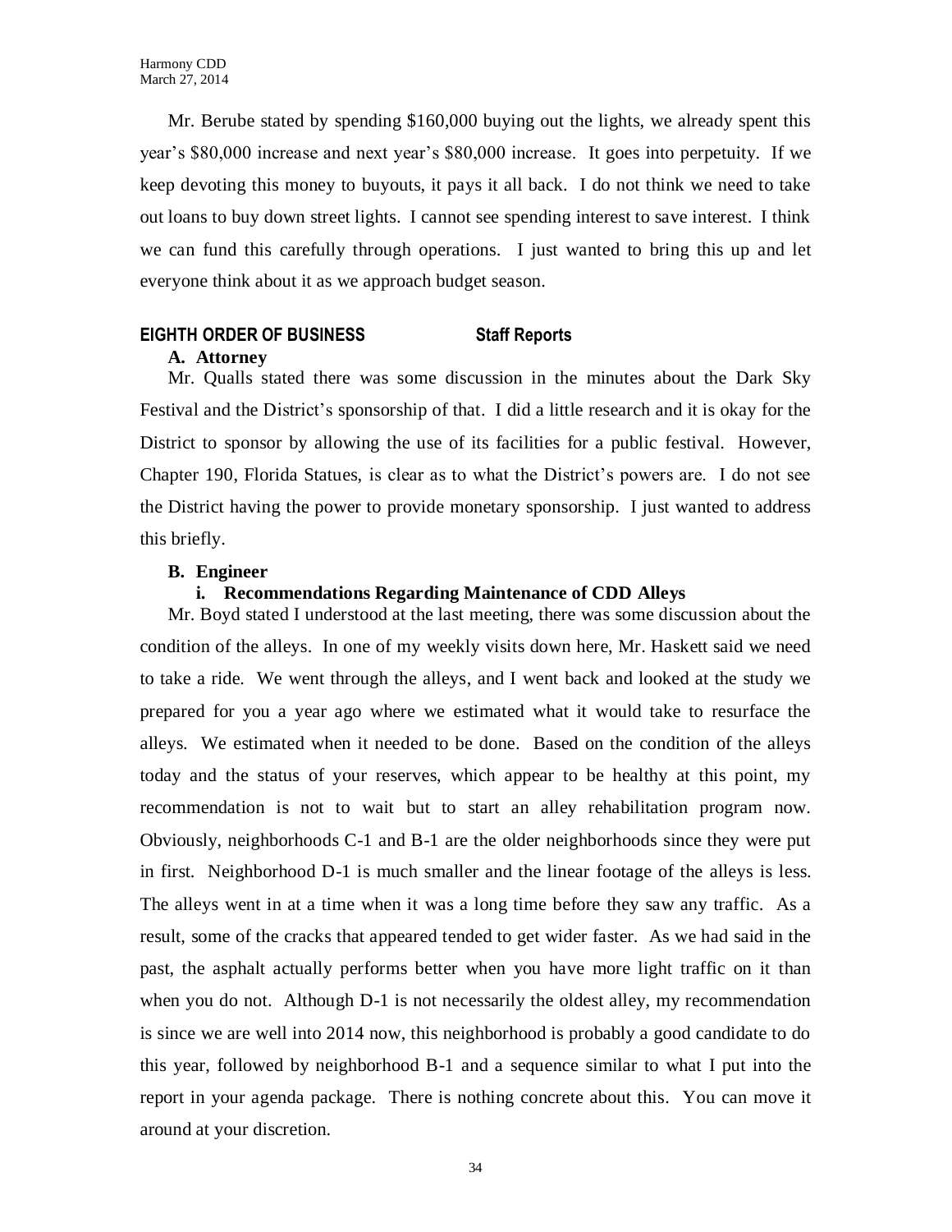Mr. Berube stated by spending $160,000 buying out the lights, we already spent this year's $80,000 increase and next year's $80,000 increase. It goes into perpetuity. If we keep devoting this money to buyouts, it pays it all back. I do not think we need to take out loans to buy down street lights. I cannot see spending interest to save interest. I think we can fund this carefully through operations. I just wanted to bring this up and let everyone think about it as we approach budget season.

## EIGHTH ORDER OF BUSINESS — Staff Reports

### A. Attorney

Mr. Qualls stated there was some discussion in the minutes about the Dark Sky Festival and the District's sponsorship of that. I did a little research and it is okay for the District to sponsor by allowing the use of its facilities for a public festival. However, Chapter 190, Florida Statues, is clear as to what the District's powers are. I do not see the District having the power to provide monetary sponsorship. I just wanted to address this briefly.

### B. Engineer

#### i. Recommendations Regarding Maintenance of CDD Alleys

Mr. Boyd stated I understood at the last meeting, there was some discussion about the condition of the alleys. In one of my weekly visits down here, Mr. Haskett said we need to take a ride. We went through the alleys, and I went back and looked at the study we prepared for you a year ago where we estimated what it would take to resurface the alleys. We estimated when it needed to be done. Based on the condition of the alleys today and the status of your reserves, which appear to be healthy at this point, my recommendation is not to wait but to start an alley rehabilitation program now. Obviously, neighborhoods C-1 and B-1 are the older neighborhoods since they were put in first. Neighborhood D-1 is much smaller and the linear footage of the alleys is less. The alleys went in at a time when it was a long time before they saw any traffic. As a result, some of the cracks that appeared tended to get wider faster. As we had said in the past, the asphalt actually performs better when you have more light traffic on it than when you do not. Although D-1 is not necessarily the oldest alley, my recommendation is since we are well into 2014 now, this neighborhood is probably a good candidate to do this year, followed by neighborhood B-1 and a sequence similar to what I put into the report in your agenda package. There is nothing concrete about this. You can move it around at your discretion.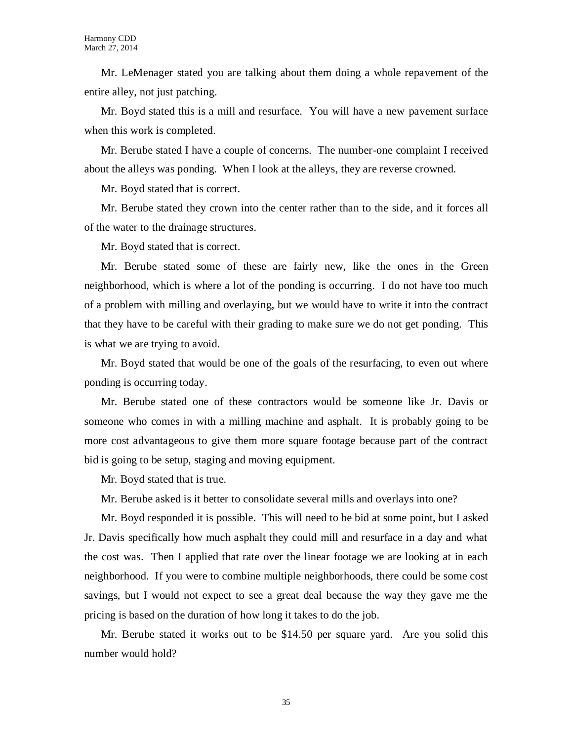Mr. LeMenager stated you are talking about them doing a whole repavement of the entire alley, not just patching.

Mr. Boyd stated this is a mill and resurface. You will have a new pavement surface when this work is completed.

Mr. Berube stated I have a couple of concerns. The number-one complaint I received about the alleys was ponding. When I look at the alleys, they are reverse crowned.

Mr. Boyd stated that is correct.

Mr. Berube stated they crown into the center rather than to the side, and it forces all of the water to the drainage structures.

Mr. Boyd stated that is correct.

Mr. Berube stated some of these are fairly new, like the ones in the Green neighborhood, which is where a lot of the ponding is occurring. I do not have too much of a problem with milling and overlaying, but we would have to write it into the contract that they have to be careful with their grading to make sure we do not get ponding. This is what we are trying to avoid.

Mr. Boyd stated that would be one of the goals of the resurfacing, to even out where ponding is occurring today.

Mr. Berube stated one of these contractors would be someone like Jr. Davis or someone who comes in with a milling machine and asphalt. It is probably going to be more cost advantageous to give them more square footage because part of the contract bid is going to be setup, staging and moving equipment.

Mr. Boyd stated that is true.

Mr. Berube asked is it better to consolidate several mills and overlays into one?

Mr. Boyd responded it is possible. This will need to be bid at some point, but I asked Jr. Davis specifically how much asphalt they could mill and resurface in a day and what the cost was. Then I applied that rate over the linear footage we are looking at in each neighborhood. If you were to combine multiple neighborhoods, there could be some cost savings, but I would not expect to see a great deal because the way they gave me the pricing is based on the duration of how long it takes to do the job.

Mr. Berube stated it works out to be $14.50 per square yard. Are you solid this number would hold?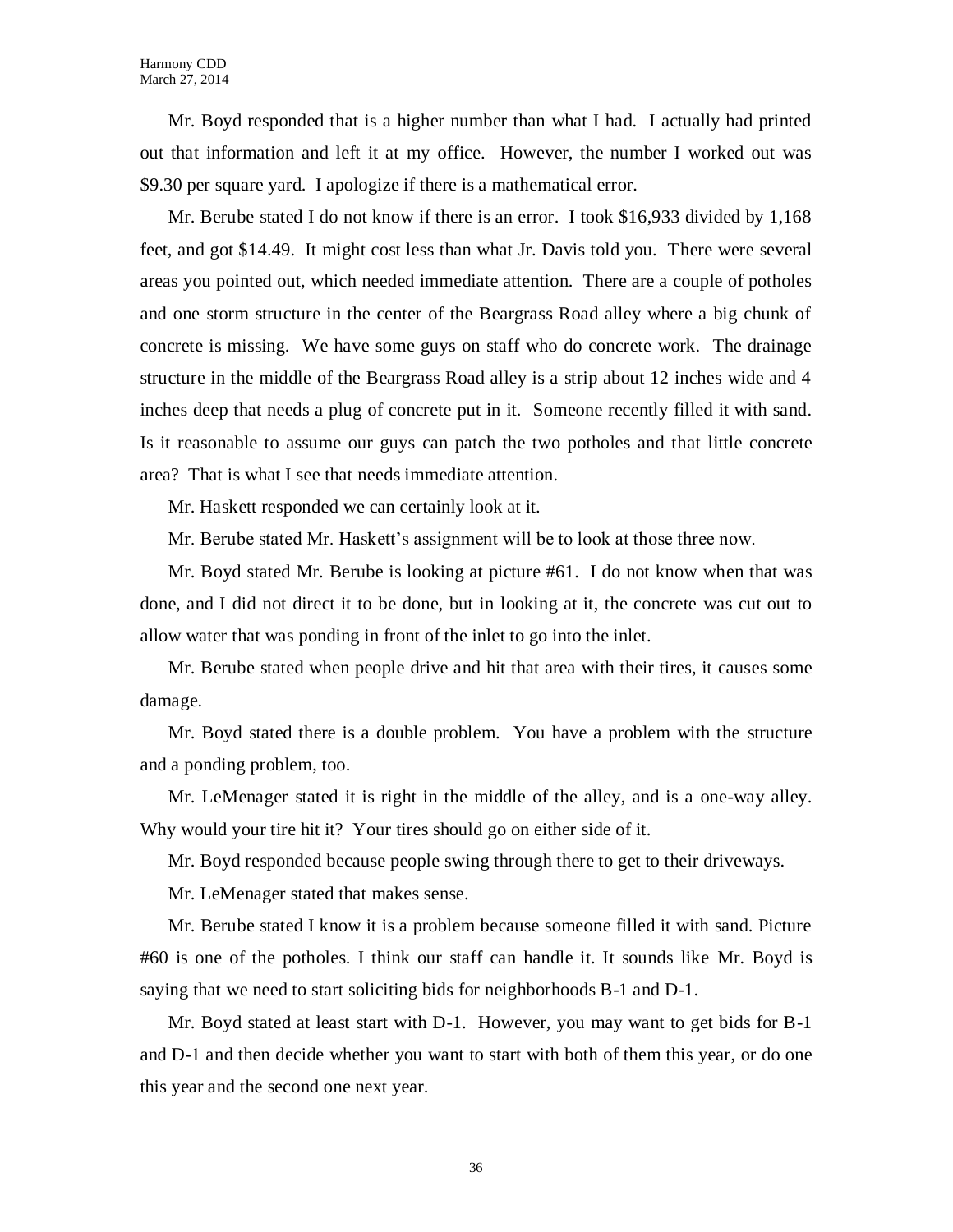Mr. Boyd responded that is a higher number than what I had. I actually had printed out that information and left it at my office. However, the number I worked out was $9.30 per square yard. I apologize if there is a mathematical error.

Mr. Berube stated I do not know if there is an error. I took $16,933 divided by 1,168 feet, and got $14.49. It might cost less than what Jr. Davis told you. There were several areas you pointed out, which needed immediate attention. There are a couple of potholes and one storm structure in the center of the Beargrass Road alley where a big chunk of concrete is missing. We have some guys on staff who do concrete work. The drainage structure in the middle of the Beargrass Road alley is a strip about 12 inches wide and 4 inches deep that needs a plug of concrete put in it. Someone recently filled it with sand. Is it reasonable to assume our guys can patch the two potholes and that little concrete area? That is what I see that needs immediate attention.

Mr. Haskett responded we can certainly look at it.

Mr. Berube stated Mr. Haskett's assignment will be to look at those three now.

Mr. Boyd stated Mr. Berube is looking at picture #61. I do not know when that was done, and I did not direct it to be done, but in looking at it, the concrete was cut out to allow water that was ponding in front of the inlet to go into the inlet.

Mr. Berube stated when people drive and hit that area with their tires, it causes some damage.

Mr. Boyd stated there is a double problem. You have a problem with the structure and a ponding problem, too.

Mr. LeMenager stated it is right in the middle of the alley, and is a one-way alley. Why would your tire hit it? Your tires should go on either side of it.

Mr. Boyd responded because people swing through there to get to their driveways.

Mr. LeMenager stated that makes sense.

Mr. Berube stated I know it is a problem because someone filled it with sand. Picture #60 is one of the potholes. I think our staff can handle it. It sounds like Mr. Boyd is saying that we need to start soliciting bids for neighborhoods B-1 and D-1.

Mr. Boyd stated at least start with D-1. However, you may want to get bids for B-1 and D-1 and then decide whether you want to start with both of them this year, or do one this year and the second one next year.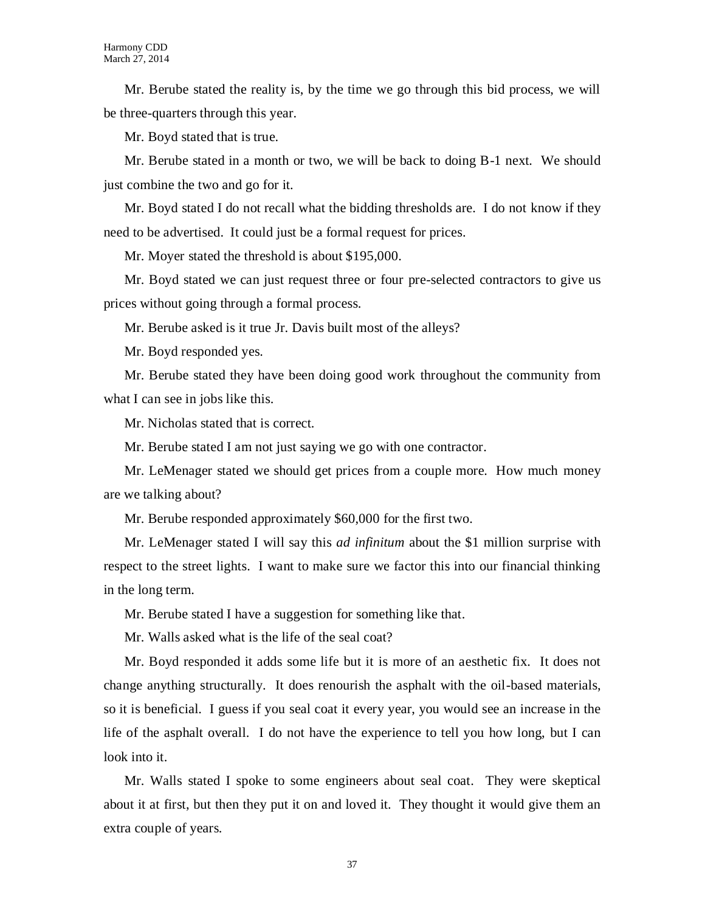Mr. Berube stated the reality is, by the time we go through this bid process, we will be three-quarters through this year.

Mr. Boyd stated that is true.

Mr. Berube stated in a month or two, we will be back to doing B-1 next. We should just combine the two and go for it.

Mr. Boyd stated I do not recall what the bidding thresholds are. I do not know if they need to be advertised. It could just be a formal request for prices.

Mr. Moyer stated the threshold is about $195,000.

Mr. Boyd stated we can just request three or four pre-selected contractors to give us prices without going through a formal process.

Mr. Berube asked is it true Jr. Davis built most of the alleys?

Mr. Boyd responded yes.

Mr. Berube stated they have been doing good work throughout the community from what I can see in jobs like this.

Mr. Nicholas stated that is correct.

Mr. Berube stated I am not just saying we go with one contractor.

Mr. LeMenager stated we should get prices from a couple more. How much money are we talking about?

Mr. Berube responded approximately $60,000 for the first two.

Mr. LeMenager stated I will say this *ad infinitum* about the $1 million surprise with respect to the street lights. I want to make sure we factor this into our financial thinking in the long term.

Mr. Berube stated I have a suggestion for something like that.

Mr. Walls asked what is the life of the seal coat?

Mr. Boyd responded it adds some life but it is more of an aesthetic fix. It does not change anything structurally. It does renourish the asphalt with the oil-based materials, so it is beneficial. I guess if you seal coat it every year, you would see an increase in the life of the asphalt overall. I do not have the experience to tell you how long, but I can look into it.

Mr. Walls stated I spoke to some engineers about seal coat. They were skeptical about it at first, but then they put it on and loved it. They thought it would give them an extra couple of years.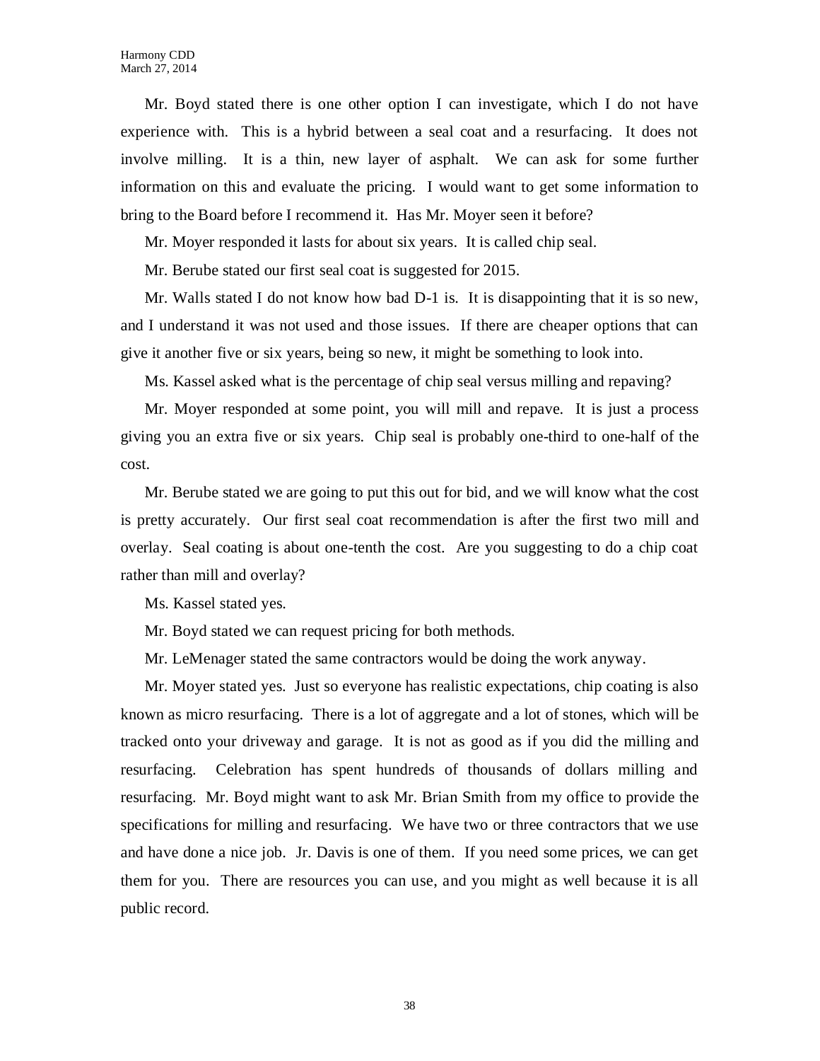Mr. Boyd stated there is one other option I can investigate, which I do not have experience with. This is a hybrid between a seal coat and a resurfacing. It does not involve milling. It is a thin, new layer of asphalt. We can ask for some further information on this and evaluate the pricing. I would want to get some information to bring to the Board before I recommend it. Has Mr. Moyer seen it before?

Mr. Moyer responded it lasts for about six years. It is called chip seal.

Mr. Berube stated our first seal coat is suggested for 2015.

Mr. Walls stated I do not know how bad D-1 is. It is disappointing that it is so new, and I understand it was not used and those issues. If there are cheaper options that can give it another five or six years, being so new, it might be something to look into.

Ms. Kassel asked what is the percentage of chip seal versus milling and repaving?

Mr. Moyer responded at some point, you will mill and repave. It is just a process giving you an extra five or six years. Chip seal is probably one-third to one-half of the cost.

Mr. Berube stated we are going to put this out for bid, and we will know what the cost is pretty accurately. Our first seal coat recommendation is after the first two mill and overlay. Seal coating is about one-tenth the cost. Are you suggesting to do a chip coat rather than mill and overlay?

Ms. Kassel stated yes.

Mr. Boyd stated we can request pricing for both methods.

Mr. LeMenager stated the same contractors would be doing the work anyway.

Mr. Moyer stated yes. Just so everyone has realistic expectations, chip coating is also known as micro resurfacing. There is a lot of aggregate and a lot of stones, which will be tracked onto your driveway and garage. It is not as good as if you did the milling and resurfacing. Celebration has spent hundreds of thousands of dollars milling and resurfacing. Mr. Boyd might want to ask Mr. Brian Smith from my office to provide the specifications for milling and resurfacing. We have two or three contractors that we use and have done a nice job. Jr. Davis is one of them. If you need some prices, we can get them for you. There are resources you can use, and you might as well because it is all public record.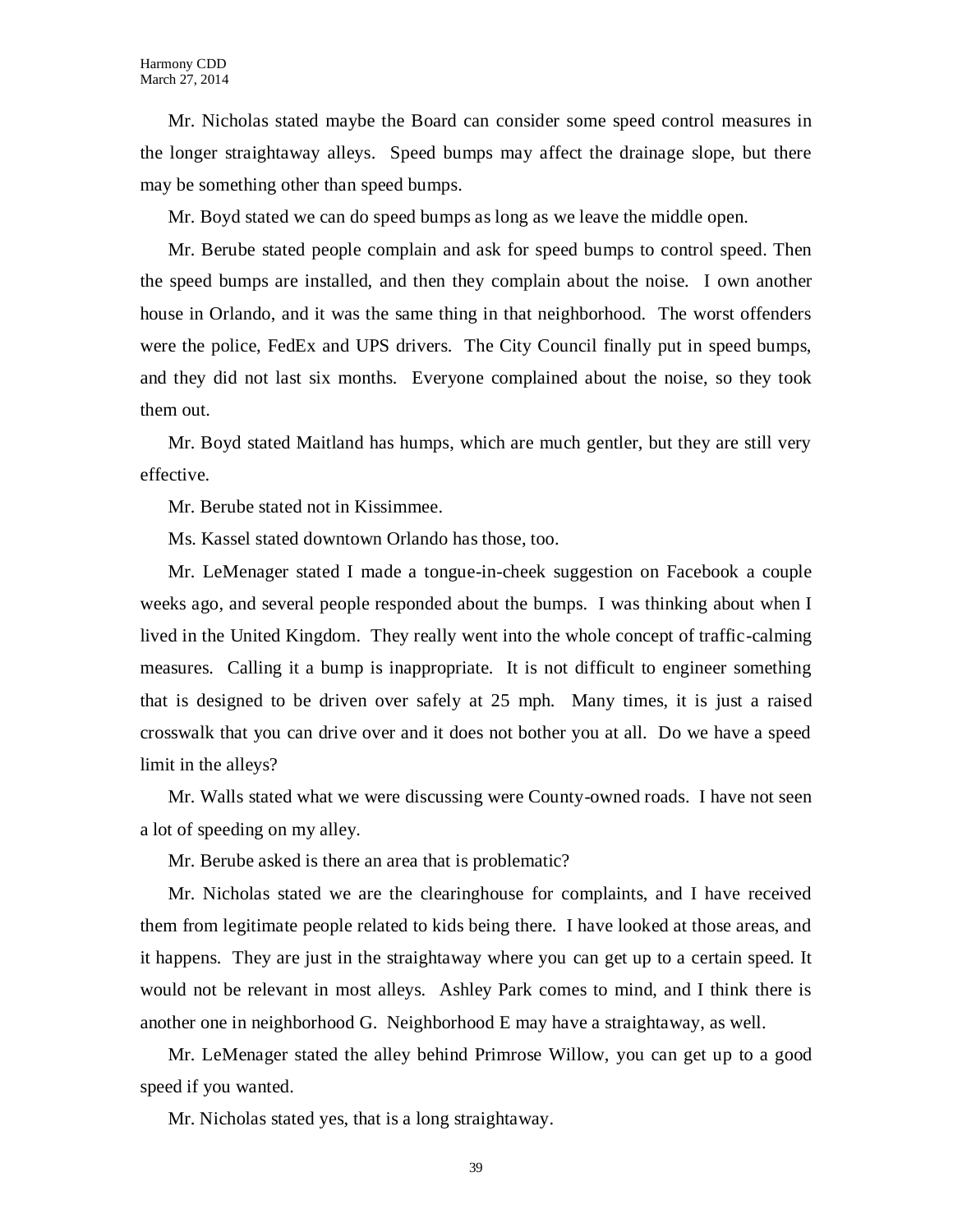Mr. Nicholas stated maybe the Board can consider some speed control measures in the longer straightaway alleys. Speed bumps may affect the drainage slope, but there may be something other than speed bumps.

Mr. Boyd stated we can do speed bumps as long as we leave the middle open.

Mr. Berube stated people complain and ask for speed bumps to control speed. Then the speed bumps are installed, and then they complain about the noise. I own another house in Orlando, and it was the same thing in that neighborhood. The worst offenders were the police, FedEx and UPS drivers. The City Council finally put in speed bumps, and they did not last six months. Everyone complained about the noise, so they took them out.

Mr. Boyd stated Maitland has humps, which are much gentler, but they are still very effective.

Mr. Berube stated not in Kissimmee.

Ms. Kassel stated downtown Orlando has those, too.

Mr. LeMenager stated I made a tongue-in-cheek suggestion on Facebook a couple weeks ago, and several people responded about the bumps. I was thinking about when I lived in the United Kingdom. They really went into the whole concept of traffic-calming measures. Calling it a bump is inappropriate. It is not difficult to engineer something that is designed to be driven over safely at 25 mph. Many times, it is just a raised crosswalk that you can drive over and it does not bother you at all. Do we have a speed limit in the alleys?

Mr. Walls stated what we were discussing were County-owned roads. I have not seen a lot of speeding on my alley.

Mr. Berube asked is there an area that is problematic?

Mr. Nicholas stated we are the clearinghouse for complaints, and I have received them from legitimate people related to kids being there. I have looked at those areas, and it happens. They are just in the straightaway where you can get up to a certain speed. It would not be relevant in most alleys. Ashley Park comes to mind, and I think there is another one in neighborhood G. Neighborhood E may have a straightaway, as well.

Mr. LeMenager stated the alley behind Primrose Willow, you can get up to a good speed if you wanted.

Mr. Nicholas stated yes, that is a long straightaway.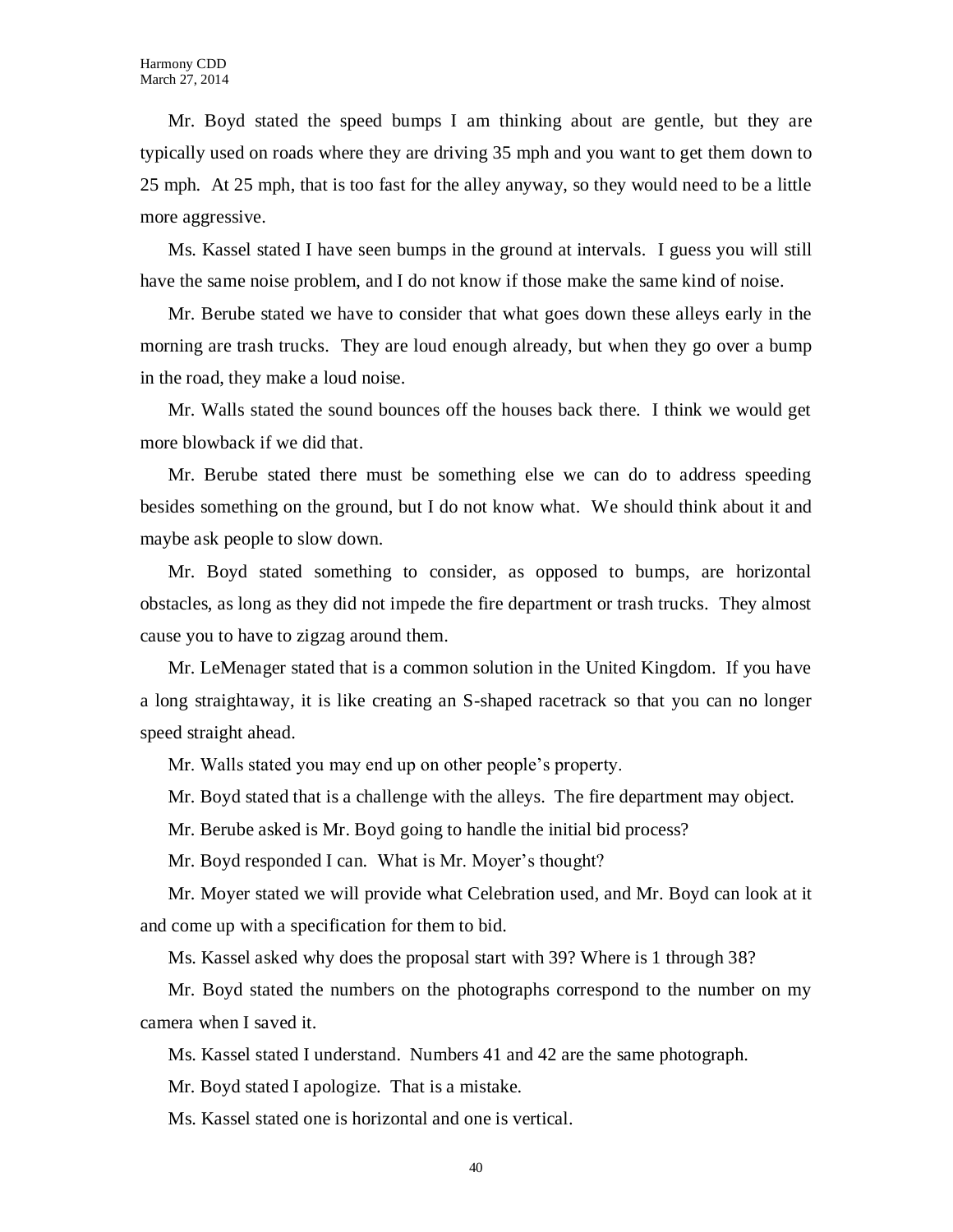Mr. Boyd stated the speed bumps I am thinking about are gentle, but they are typically used on roads where they are driving 35 mph and you want to get them down to 25 mph. At 25 mph, that is too fast for the alley anyway, so they would need to be a little more aggressive.

Ms. Kassel stated I have seen bumps in the ground at intervals. I guess you will still have the same noise problem, and I do not know if those make the same kind of noise.

Mr. Berube stated we have to consider that what goes down these alleys early in the morning are trash trucks. They are loud enough already, but when they go over a bump in the road, they make a loud noise.

Mr. Walls stated the sound bounces off the houses back there. I think we would get more blowback if we did that.

Mr. Berube stated there must be something else we can do to address speeding besides something on the ground, but I do not know what. We should think about it and maybe ask people to slow down.

Mr. Boyd stated something to consider, as opposed to bumps, are horizontal obstacles, as long as they did not impede the fire department or trash trucks. They almost cause you to have to zigzag around them.

Mr. LeMenager stated that is a common solution in the United Kingdom. If you have a long straightaway, it is like creating an S-shaped racetrack so that you can no longer speed straight ahead.

Mr. Walls stated you may end up on other people's property.

Mr. Boyd stated that is a challenge with the alleys. The fire department may object.

Mr. Berube asked is Mr. Boyd going to handle the initial bid process?

Mr. Boyd responded I can. What is Mr. Moyer's thought?

Mr. Moyer stated we will provide what Celebration used, and Mr. Boyd can look at it and come up with a specification for them to bid.

Ms. Kassel asked why does the proposal start with 39? Where is 1 through 38?

Mr. Boyd stated the numbers on the photographs correspond to the number on my camera when I saved it.

Ms. Kassel stated I understand. Numbers 41 and 42 are the same photograph.

Mr. Boyd stated I apologize. That is a mistake.

Ms. Kassel stated one is horizontal and one is vertical.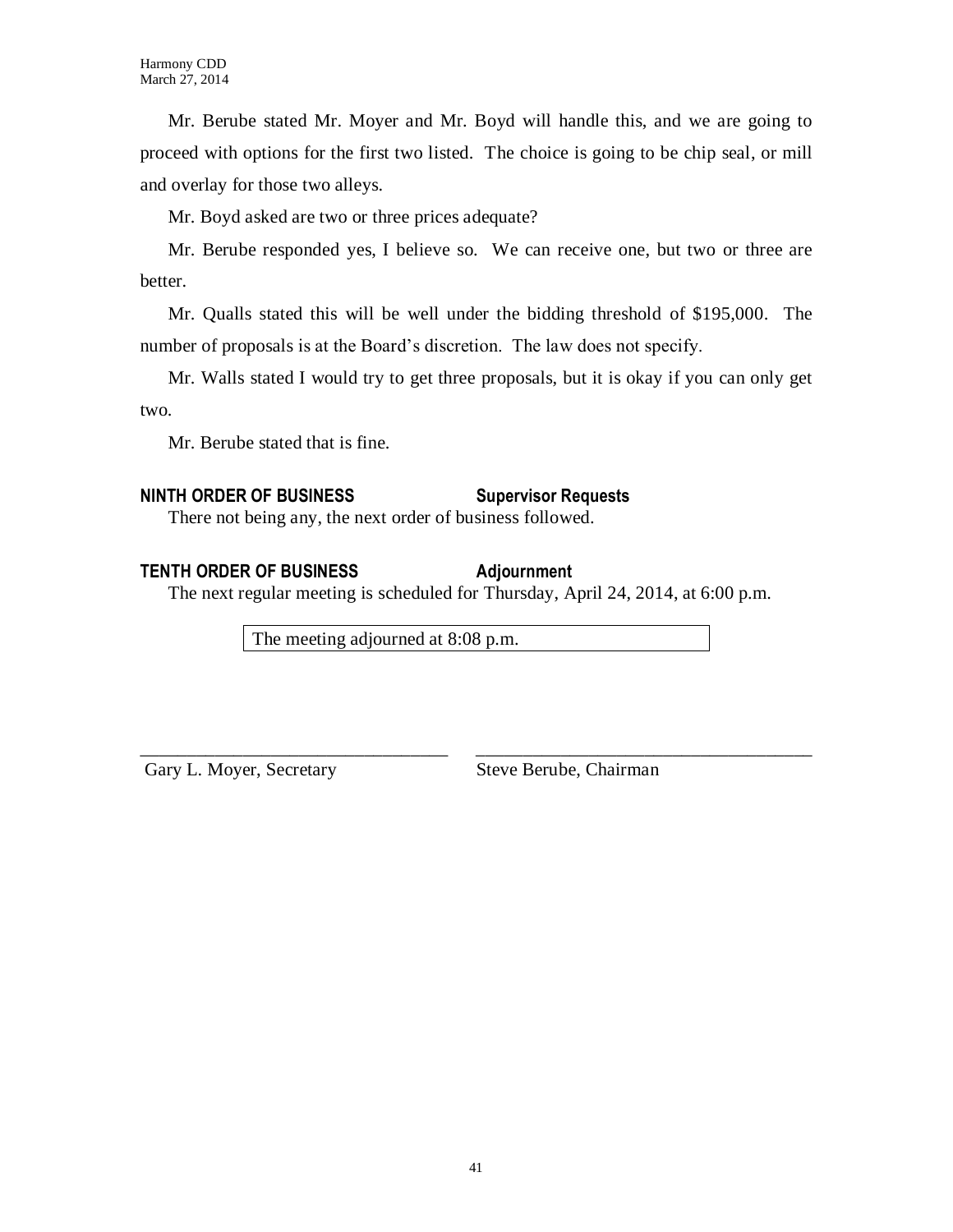Mr. Berube stated Mr. Moyer and Mr. Boyd will handle this, and we are going to proceed with options for the first two listed. The choice is going to be chip seal, or mill and overlay for those two alleys.

Mr. Boyd asked are two or three prices adequate?

Mr. Berube responded yes, I believe so. We can receive one, but two or three are better.

Mr. Qualls stated this will be well under the bidding threshold of $195,000. The number of proposals is at the Board's discretion. The law does not specify.

Mr. Walls stated I would try to get three proposals, but it is okay if you can only get two.

Mr. Berube stated that is fine.

**NINTH ORDER OF BUSINESS** **Supervisor Requests**

There not being any, the next order of business followed.

**TENTH ORDER OF BUSINESS** **Adjournment**

The next regular meeting is scheduled for Thursday, April 24, 2014, at 6:00 p.m.

The meeting adjourned at 8:08 p.m.

\_\_\_\_\_\_\_\_\_\_\_\_\_\_\_\_\_\_\_\_\_\_\_\_\_\_\_\_\_\_\_\_\_\_ \_\_\_\_\_\_\_\_\_\_\_\_\_\_\_\_\_\_\_\_\_\_\_\_\_\_\_\_\_\_\_\_\_\_\_\_\_

Gary L. Moyer, Secretary Steve Berube, Chairman